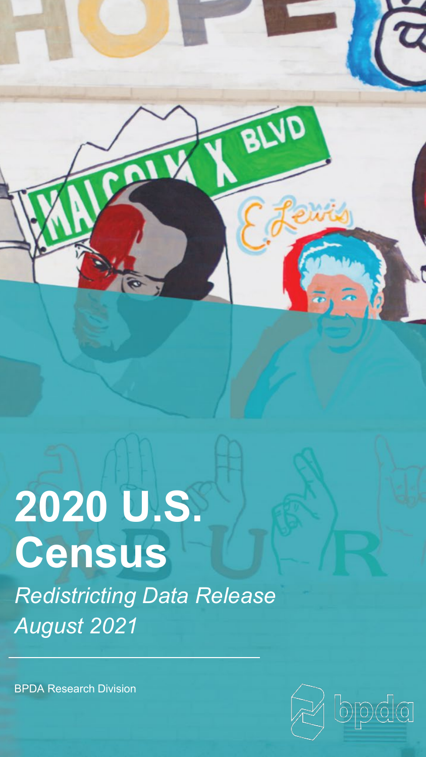# 2020 U.S. Census

*Redistricting Data Release*
*August 2021*

---

BPDA Research Division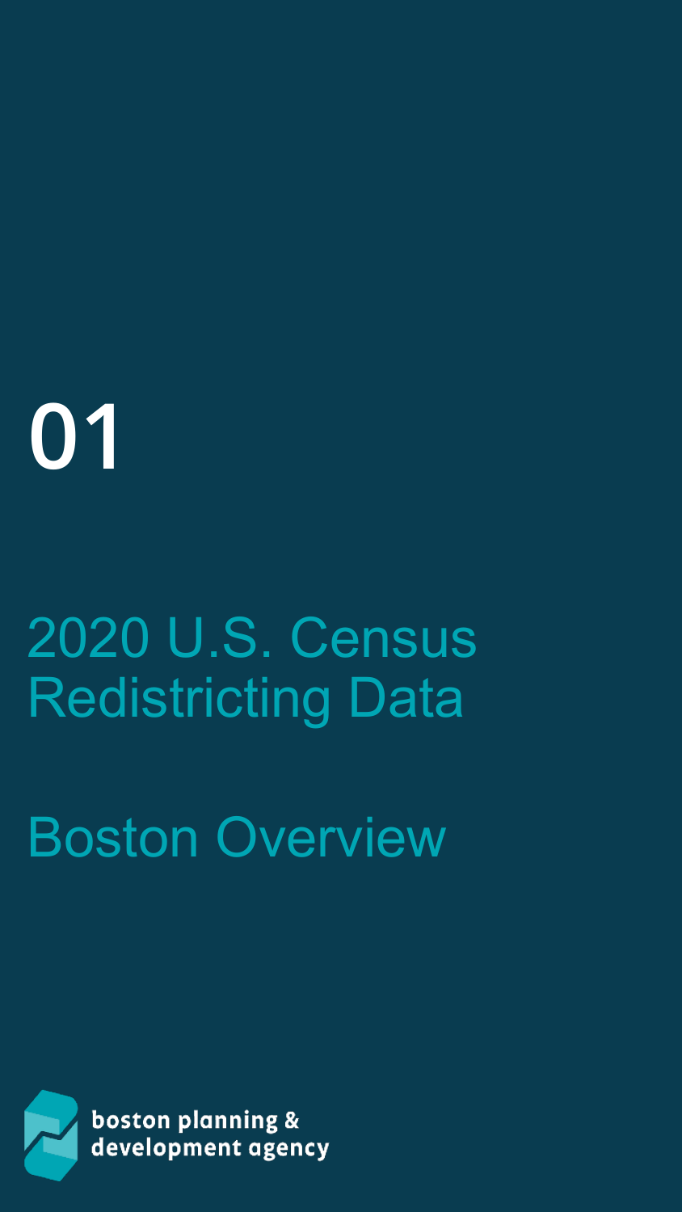# 01

## 2020 U.S. Census Redistricting Data

## Boston Overview

boston planning & development agency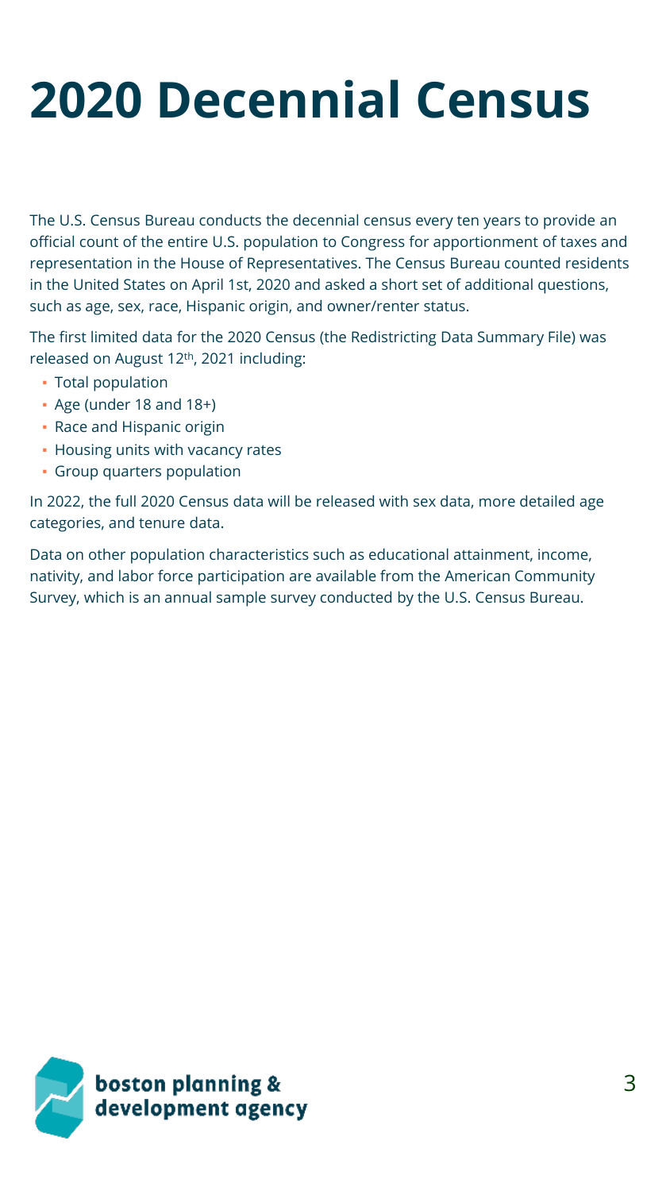# 2020 Decennial Census

The U.S. Census Bureau conducts the decennial census every ten years to provide an official count of the entire U.S. population to Congress for apportionment of taxes and representation in the House of Representatives. The Census Bureau counted residents in the United States on April 1st, 2020 and asked a short set of additional questions, such as age, sex, race, Hispanic origin, and owner/renter status.

The first limited data for the 2020 Census (the Redistricting Data Summary File) was released on August 12th, 2021 including:

- Total population
- Age (under 18 and 18+)
- Race and Hispanic origin
- Housing units with vacancy rates
- Group quarters population

In 2022, the full 2020 Census data will be released with sex data, more detailed age categories, and tenure data.

Data on other population characteristics such as educational attainment, income, nativity, and labor force participation are available from the American Community Survey, which is an annual sample survey conducted by the U.S. Census Bureau.

boston planning & development agency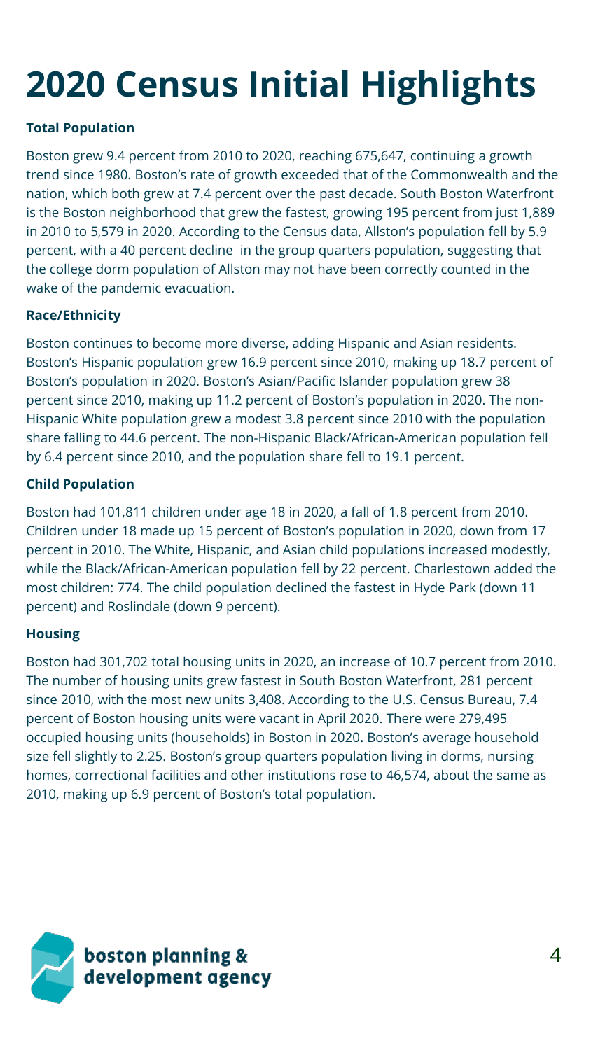# 2020 Census Initial Highlights

**Total Population**

Boston grew 9.4 percent from 2010 to 2020, reaching 675,647, continuing a growth trend since 1980. Boston's rate of growth exceeded that of the Commonwealth and the nation, which both grew at 7.4 percent over the past decade. South Boston Waterfront is the Boston neighborhood that grew the fastest, growing 195 percent from just 1,889 in 2010 to 5,579 in 2020. According to the Census data, Allston's population fell by 5.9 percent, with a 40 percent decline in the group quarters population, suggesting that the college dorm population of Allston may not have been correctly counted in the wake of the pandemic evacuation.

**Race/Ethnicity**

Boston continues to become more diverse, adding Hispanic and Asian residents. Boston's Hispanic population grew 16.9 percent since 2010, making up 18.7 percent of Boston's population in 2020. Boston's Asian/Pacific Islander population grew 38 percent since 2010, making up 11.2 percent of Boston's population in 2020. The non-Hispanic White population grew a modest 3.8 percent since 2010 with the population share falling to 44.6 percent. The non-Hispanic Black/African-American population fell by 6.4 percent since 2010, and the population share fell to 19.1 percent.

**Child Population**

Boston had 101,811 children under age 18 in 2020, a fall of 1.8 percent from 2010. Children under 18 made up 15 percent of Boston's population in 2020, down from 17 percent in 2010. The White, Hispanic, and Asian child populations increased modestly, while the Black/African-American population fell by 22 percent. Charlestown added the most children: 774. The child population declined the fastest in Hyde Park (down 11 percent) and Roslindale (down 9 percent).

**Housing**

Boston had 301,702 total housing units in 2020, an increase of 10.7 percent from 2010. The number of housing units grew fastest in South Boston Waterfront, 281 percent since 2010, with the most new units 3,408. According to the U.S. Census Bureau, 7.4 percent of Boston housing units were vacant in April 2020. There were 279,495 occupied housing units (households) in Boston in 2020**.** Boston's average household size fell slightly to 2.25. Boston's group quarters population living in dorms, nursing homes, correctional facilities and other institutions rose to 46,574, about the same as 2010, making up 6.9 percent of Boston's total population.

boston planning & development agency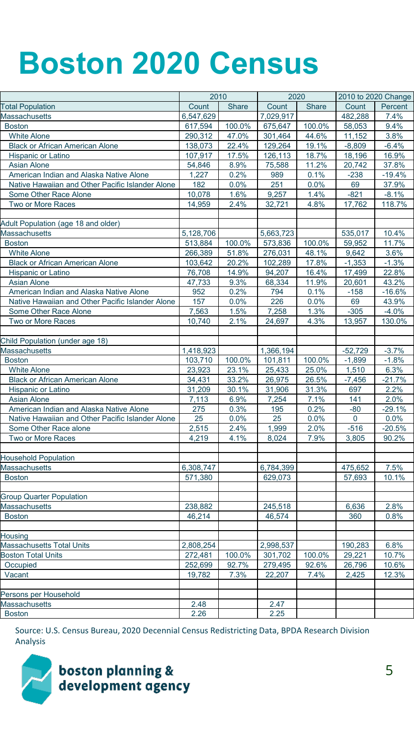# Boston 2020 Census

| | 2010 | | 2020 | | 2010 to 2020 Change | |
|---|---|---|---|---|---|---|
| Total Population | Count | Share | Count | Share | Count | Percent |
| Massachusetts | 6,547,629 | | 7,029,917 | | 482,288 | 7.4% |
| Boston | 617,594 | 100.0% | 675,647 | 100.0% | 58,053 | 9.4% |
| White Alone | 290,312 | 47.0% | 301,464 | 44.6% | 11,152 | 3.8% |
| Black or African American Alone | 138,073 | 22.4% | 129,264 | 19.1% | -8,809 | -6.4% |
| Hispanic or Latino | 107,917 | 17.5% | 126,113 | 18.7% | 18,196 | 16.9% |
| Asian Alone | 54,846 | 8.9% | 75,588 | 11.2% | 20,742 | 37.8% |
| American Indian and Alaska Native Alone | 1,227 | 0.2% | 989 | 0.1% | -238 | -19.4% |
| Native Hawaiian and Other Pacific Islander Alone | 182 | 0.0% | 251 | 0.0% | 69 | 37.9% |
| Some Other Race Alone | 10,078 | 1.6% | 9,257 | 1.4% | -821 | -8.1% |
| Two or More Races | 14,959 | 2.4% | 32,721 | 4.8% | 17,762 | 118.7% |
| | | | | | | |
| Adult Population (age 18 and older) | | | | | | |
| Massachusetts | 5,128,706 | | 5,663,723 | | 535,017 | 10.4% |
| Boston | 513,884 | 100.0% | 573,836 | 100.0% | 59,952 | 11.7% |
| White Alone | 266,389 | 51.8% | 276,031 | 48.1% | 9,642 | 3.6% |
| Black or African American Alone | 103,642 | 20.2% | 102,289 | 17.8% | -1,353 | -1.3% |
| Hispanic or Latino | 76,708 | 14.9% | 94,207 | 16.4% | 17,499 | 22.8% |
| Asian Alone | 47,733 | 9.3% | 68,334 | 11.9% | 20,601 | 43.2% |
| American Indian and Alaska Native Alone | 952 | 0.2% | 794 | 0.1% | -158 | -16.6% |
| Native Hawaiian and Other Pacific Islander Alone | 157 | 0.0% | 226 | 0.0% | 69 | 43.9% |
| Some Other Race Alone | 7,563 | 1.5% | 7,258 | 1.3% | -305 | -4.0% |
| Two or More Races | 10,740 | 2.1% | 24,697 | 4.3% | 13,957 | 130.0% |
| | | | | | | |
| Child Population (under age 18) | | | | | | |
| Massachusetts | 1,418,923 | | 1,366,194 | | -52,729 | -3.7% |
| Boston | 103,710 | 100.0% | 101,811 | 100.0% | -1,899 | -1.8% |
| White Alone | 23,923 | 23.1% | 25,433 | 25.0% | 1,510 | 6.3% |
| Black or African American Alone | 34,431 | 33.2% | 26,975 | 26.5% | -7,456 | -21.7% |
| Hispanic or Latino | 31,209 | 30.1% | 31,906 | 31.3% | 697 | 2.2% |
| Asian Alone | 7,113 | 6.9% | 7,254 | 7.1% | 141 | 2.0% |
| American Indian and Alaska Native Alone | 275 | 0.3% | 195 | 0.2% | -80 | -29.1% |
| Native Hawaiian and Other Pacific Islander Alone | 25 | 0.0% | 25 | 0.0% | 0 | 0.0% |
| Some Other Race alone | 2,515 | 2.4% | 1,999 | 2.0% | -516 | -20.5% |
| Two or More Races | 4,219 | 4.1% | 8,024 | 7.9% | 3,805 | 90.2% |
| | | | | | | |
| Household Population | | | | | | |
| Massachusetts | 6,308,747 | | 6,784,399 | | 475,652 | 7.5% |
| Boston | 571,380 | | 629,073 | | 57,693 | 10.1% |
| | | | | | | |
| Group Quarter Population | | | | | | |
| Massachusetts | 238,882 | | 245,518 | | 6,636 | 2.8% |
| Boston | 46,214 | | 46,574 | | 360 | 0.8% |
| | | | | | | |
| Housing | | | | | | |
| Massachusetts Total Units | 2,808,254 | | 2,998,537 | | 190,283 | 6.8% |
| Boston Total Units | 272,481 | 100.0% | 301,702 | 100.0% | 29,221 | 10.7% |
| Occupied | 252,699 | 92.7% | 279,495 | 92.6% | 26,796 | 10.6% |
| Vacant | 19,782 | 7.3% | 22,207 | 7.4% | 2,425 | 12.3% |
| | | | | | | |
| Persons per Household | | | | | | |
| Massachusetts | 2.48 | | 2.47 | | | |
| Boston | 2.26 | | 2.25 | | | |

Source: U.S. Census Bureau, 2020 Decennial Census Redistricting Data, BPDA Research Division Analysis

boston planning & development agency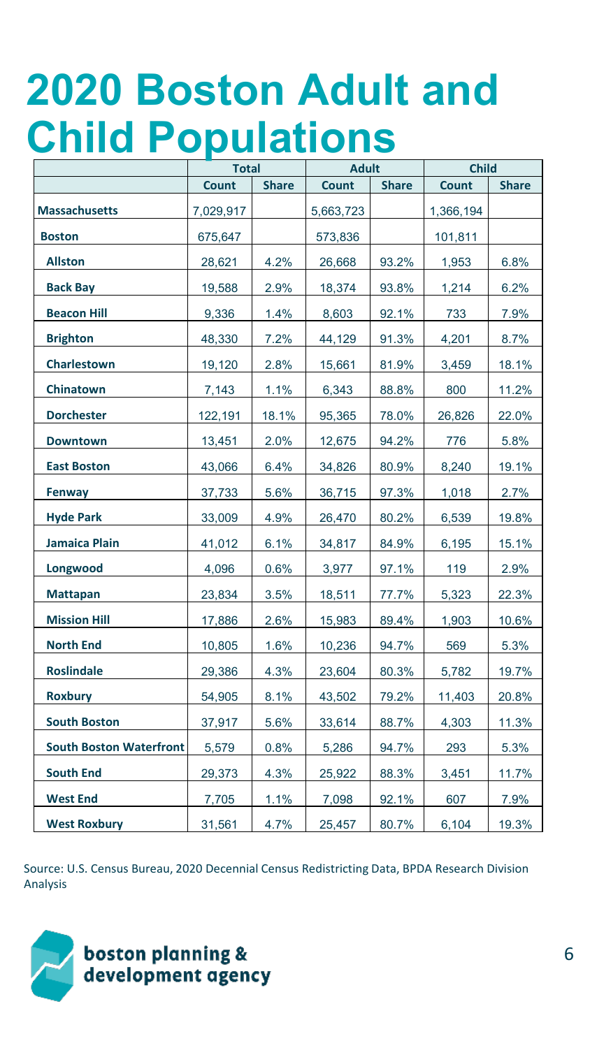# 2020 Boston Adult and Child Populations

| | Total | | Adult | | Child | |
|---|---|---|---|---|---|---|
| | **Count** | **Share** | **Count** | **Share** | **Count** | **Share** |
| **Massachusetts** | 7,029,917 | | 5,663,723 | | 1,366,194 | |
| **Boston** | 675,647 | | 573,836 | | 101,811 | |
| **Allston** | 28,621 | 4.2% | 26,668 | 93.2% | 1,953 | 6.8% |
| **Back Bay** | 19,588 | 2.9% | 18,374 | 93.8% | 1,214 | 6.2% |
| **Beacon Hill** | 9,336 | 1.4% | 8,603 | 92.1% | 733 | 7.9% |
| **Brighton** | 48,330 | 7.2% | 44,129 | 91.3% | 4,201 | 8.7% |
| **Charlestown** | 19,120 | 2.8% | 15,661 | 81.9% | 3,459 | 18.1% |
| **Chinatown** | 7,143 | 1.1% | 6,343 | 88.8% | 800 | 11.2% |
| **Dorchester** | 122,191 | 18.1% | 95,365 | 78.0% | 26,826 | 22.0% |
| **Downtown** | 13,451 | 2.0% | 12,675 | 94.2% | 776 | 5.8% |
| **East Boston** | 43,066 | 6.4% | 34,826 | 80.9% | 8,240 | 19.1% |
| **Fenway** | 37,733 | 5.6% | 36,715 | 97.3% | 1,018 | 2.7% |
| **Hyde Park** | 33,009 | 4.9% | 26,470 | 80.2% | 6,539 | 19.8% |
| **Jamaica Plain** | 41,012 | 6.1% | 34,817 | 84.9% | 6,195 | 15.1% |
| **Longwood** | 4,096 | 0.6% | 3,977 | 97.1% | 119 | 2.9% |
| **Mattapan** | 23,834 | 3.5% | 18,511 | 77.7% | 5,323 | 22.3% |
| **Mission Hill** | 17,886 | 2.6% | 15,983 | 89.4% | 1,903 | 10.6% |
| **North End** | 10,805 | 1.6% | 10,236 | 94.7% | 569 | 5.3% |
| **Roslindale** | 29,386 | 4.3% | 23,604 | 80.3% | 5,782 | 19.7% |
| **Roxbury** | 54,905 | 8.1% | 43,502 | 79.2% | 11,403 | 20.8% |
| **South Boston** | 37,917 | 5.6% | 33,614 | 88.7% | 4,303 | 11.3% |
| **South Boston Waterfront** | 5,579 | 0.8% | 5,286 | 94.7% | 293 | 5.3% |
| **South End** | 29,373 | 4.3% | 25,922 | 88.3% | 3,451 | 11.7% |
| **West End** | 7,705 | 1.1% | 7,098 | 92.1% | 607 | 7.9% |
| **West Roxbury** | 31,561 | 4.7% | 25,457 | 80.7% | 6,104 | 19.3% |

Source: U.S. Census Bureau, 2020 Decennial Census Redistricting Data, BPDA Research Division Analysis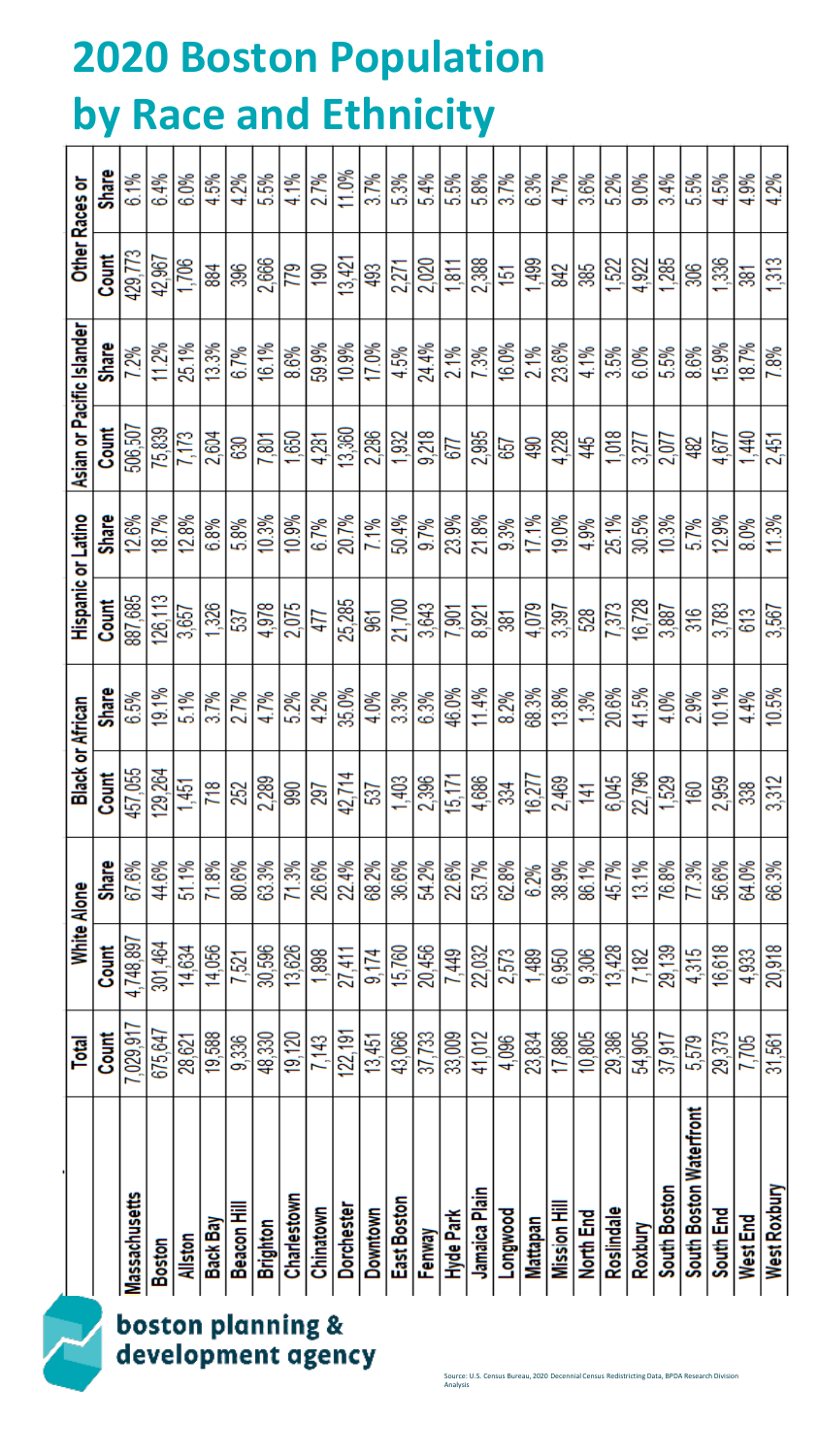# 2020 Boston Population by Race and Ethnicity

| | Total | White Alone | | Black or African | | Hispanic or Latino | | Asian or Pacific Islander | | Other Races or | |
|---|---|---|---|---|---|---|---|---|---|---|---|
| | Count | Count | Share | Count | Share | Count | Share | Count | Share | Count | Share |
| **Massachusetts** | 7,029,917 | 4,748,897 | 67.6% | 457,055 | 6.5% | 887,685 | 12.6% | 506,507 | 7.2% | 429,773 | 6.1% |
| **Boston** | 675,647 | 301,464 | 44.6% | 129,264 | 19.1% | 126,113 | 18.7% | 75,839 | 11.2% | 42,967 | 6.4% |
| **Allston** | 28,621 | 14,634 | 51.1% | 1,451 | 5.1% | 3,657 | 12.8% | 7,173 | 25.1% | 1,706 | 6.0% |
| **Back Bay** | 19,588 | 14,056 | 71.8% | 718 | 3.7% | 1,326 | 6.8% | 2,604 | 13.3% | 884 | 4.5% |
| **Beacon Hill** | 9,336 | 7,521 | 80.6% | 252 | 2.7% | 537 | 5.8% | 630 | 6.7% | 396 | 4.2% |
| **Brighton** | 48,330 | 30,596 | 63.3% | 2,289 | 4.7% | 4,978 | 10.3% | 7,801 | 16.1% | 2,666 | 5.5% |
| **Charlestown** | 19,120 | 13,626 | 71.3% | 990 | 5.2% | 2,075 | 10.9% | 1,650 | 8.6% | 779 | 4.1% |
| **Chinatown** | 7,143 | 1,898 | 26.6% | 297 | 4.2% | 477 | 6.7% | 4,281 | 59.9% | 190 | 2.7% |
| **Dorchester** | 122,191 | 27,411 | 22.4% | 42,714 | 35.0% | 25,285 | 20.7% | 13,360 | 10.9% | 13,421 | 11.0% |
| **Downtown** | 13,451 | 9,174 | 68.2% | 537 | 4.0% | 961 | 7.1% | 2,286 | 17.0% | 493 | 3.7% |
| **East Boston** | 43,066 | 15,760 | 36.6% | 1,403 | 3.3% | 21,700 | 50.4% | 1,932 | 4.5% | 2,271 | 5.3% |
| **Fenway** | 37,733 | 20,456 | 54.2% | 2,396 | 6.3% | 3,643 | 9.7% | 9,218 | 24.4% | 2,020 | 5.4% |
| **Hyde Park** | 33,009 | 7,449 | 22.6% | 15,171 | 46.0% | 7,901 | 23.9% | 677 | 2.1% | 1,811 | 5.5% |
| **Jamaica Plain** | 41,012 | 22,032 | 53.7% | 4,686 | 11.4% | 8,921 | 21.8% | 2,985 | 7.3% | 2,388 | 5.8% |
| **Longwood** | 4,096 | 2,573 | 62.8% | 334 | 8.2% | 381 | 9.3% | 657 | 16.0% | 151 | 3.7% |
| **Mattapan** | 23,834 | 1,489 | 6.2% | 16,277 | 68.3% | 4,079 | 17.1% | 490 | 2.1% | 1,499 | 6.3% |
| **Mission Hill** | 17,886 | 6,950 | 38.9% | 2,469 | 13.8% | 3,397 | 19.0% | 4,228 | 23.6% | 842 | 4.7% |
| **North End** | 10,805 | 9,306 | 86.1% | 141 | 1.3% | 528 | 4.9% | 445 | 4.1% | 385 | 3.6% |
| **Roslindale** | 29,386 | 13,428 | 45.7% | 6,045 | 20.6% | 7,373 | 25.1% | 1,018 | 3.5% | 1,522 | 5.2% |
| **Roxbury** | 54,905 | 7,182 | 13.1% | 22,796 | 41.5% | 16,728 | 30.5% | 3,277 | 6.0% | 4,922 | 9.0% |
| **South Boston** | 37,917 | 29,139 | 76.8% | 1,529 | 4.0% | 3,887 | 10.3% | 2,077 | 5.5% | 1,285 | 3.4% |
| **South Boston Waterfront** | 5,579 | 4,315 | 77.3% | 160 | 2.9% | 316 | 5.7% | 482 | 8.6% | 306 | 5.5% |
| **South End** | 29,373 | 16,618 | 56.6% | 2,959 | 10.1% | 3,783 | 12.9% | 4,677 | 15.9% | 1,336 | 4.5% |
| **West End** | 7,705 | 4,933 | 64.0% | 338 | 4.4% | 613 | 8.0% | 1,440 | 18.7% | 381 | 4.9% |
| **West Roxbury** | 31,561 | 20,918 | 66.3% | 3,312 | 10.5% | 3,567 | 11.3% | 2,451 | 7.8% | 1,313 | 4.2% |

boston planning & development agency

Source: U.S. Census Bureau, 2020 Decennial Census Redistricting Data, BPDA Research Division Analysis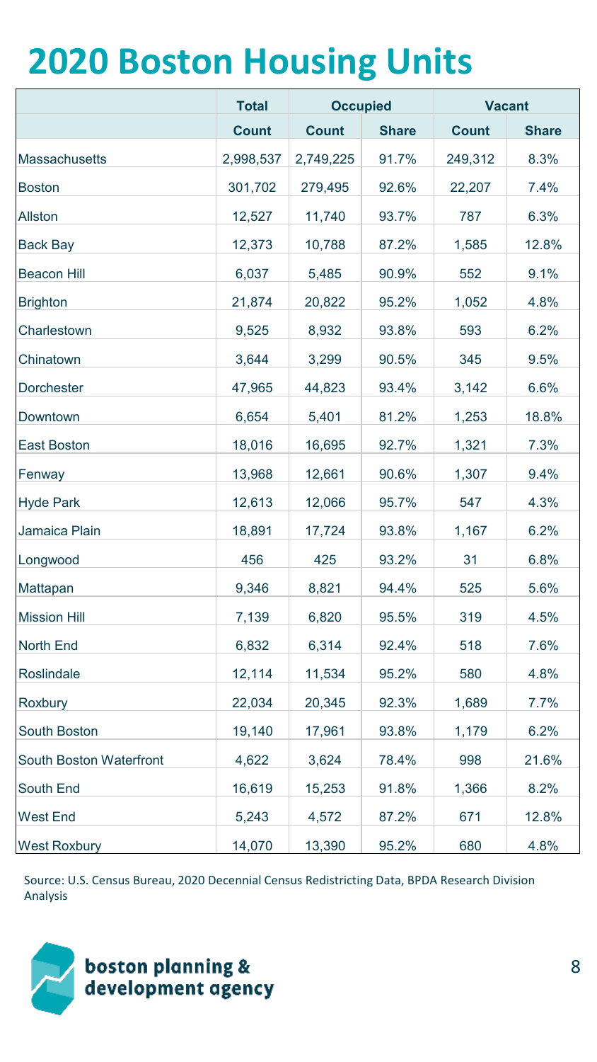# 2020 Boston Housing Units

| | Total | Occupied | | Vacant | |
|---|---|---|---|---|---|
| | Count | Count | Share | Count | Share |
| Massachusetts | 2,998,537 | 2,749,225 | 91.7% | 249,312 | 8.3% |
| Boston | 301,702 | 279,495 | 92.6% | 22,207 | 7.4% |
| Allston | 12,527 | 11,740 | 93.7% | 787 | 6.3% |
| Back Bay | 12,373 | 10,788 | 87.2% | 1,585 | 12.8% |
| Beacon Hill | 6,037 | 5,485 | 90.9% | 552 | 9.1% |
| Brighton | 21,874 | 20,822 | 95.2% | 1,052 | 4.8% |
| Charlestown | 9,525 | 8,932 | 93.8% | 593 | 6.2% |
| Chinatown | 3,644 | 3,299 | 90.5% | 345 | 9.5% |
| Dorchester | 47,965 | 44,823 | 93.4% | 3,142 | 6.6% |
| Downtown | 6,654 | 5,401 | 81.2% | 1,253 | 18.8% |
| East Boston | 18,016 | 16,695 | 92.7% | 1,321 | 7.3% |
| Fenway | 13,968 | 12,661 | 90.6% | 1,307 | 9.4% |
| Hyde Park | 12,613 | 12,066 | 95.7% | 547 | 4.3% |
| Jamaica Plain | 18,891 | 17,724 | 93.8% | 1,167 | 6.2% |
| Longwood | 456 | 425 | 93.2% | 31 | 6.8% |
| Mattapan | 9,346 | 8,821 | 94.4% | 525 | 5.6% |
| Mission Hill | 7,139 | 6,820 | 95.5% | 319 | 4.5% |
| North End | 6,832 | 6,314 | 92.4% | 518 | 7.6% |
| Roslindale | 12,114 | 11,534 | 95.2% | 580 | 4.8% |
| Roxbury | 22,034 | 20,345 | 92.3% | 1,689 | 7.7% |
| South Boston | 19,140 | 17,961 | 93.8% | 1,179 | 6.2% |
| South Boston Waterfront | 4,622 | 3,624 | 78.4% | 998 | 21.6% |
| South End | 16,619 | 15,253 | 91.8% | 1,366 | 8.2% |
| West End | 5,243 | 4,572 | 87.2% | 671 | 12.8% |
| West Roxbury | 14,070 | 13,390 | 95.2% | 680 | 4.8% |

Source: U.S. Census Bureau, 2020 Decennial Census Redistricting Data, BPDA Research Division Analysis

boston planning & development agency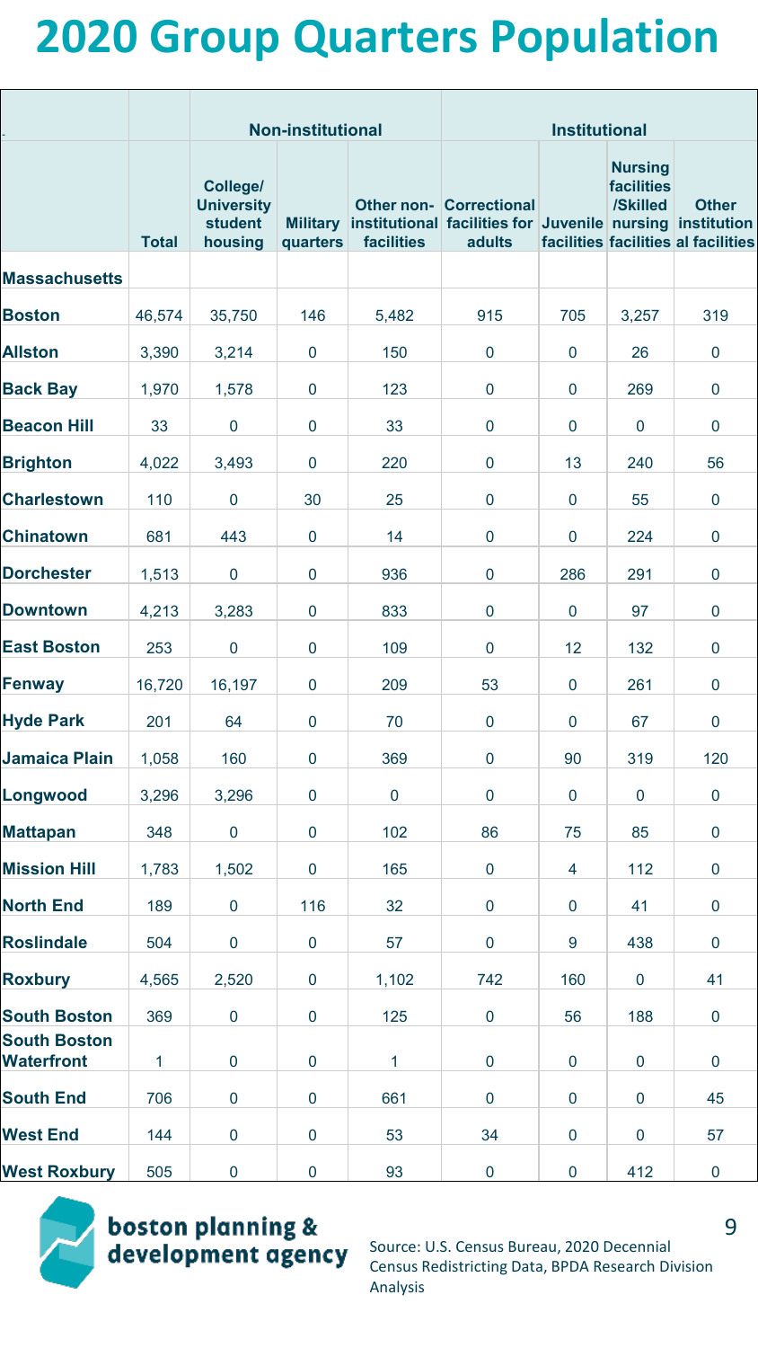# 2020 Group Quarters Population

| | | Non-institutional | | | Institutional | | | |
|---|---|---|---|---|---|---|---|---|
| | Total | College/ University student housing | Military quarters | Other non-institutional facilities | Correctional facilities for adults | Juvenile facilities | Nursing facilities /Skilled nursing facilities | Other institutional facilities |
| **Massachusetts** | | | | | | | | |
| **Boston** | 46,574 | 35,750 | 146 | 5,482 | 915 | 705 | 3,257 | 319 |
| **Allston** | 3,390 | 3,214 | 0 | 150 | 0 | 0 | 26 | 0 |
| **Back Bay** | 1,970 | 1,578 | 0 | 123 | 0 | 0 | 269 | 0 |
| **Beacon Hill** | 33 | 0 | 0 | 33 | 0 | 0 | 0 | 0 |
| **Brighton** | 4,022 | 3,493 | 0 | 220 | 0 | 13 | 240 | 56 |
| **Charlestown** | 110 | 0 | 30 | 25 | 0 | 0 | 55 | 0 |
| **Chinatown** | 681 | 443 | 0 | 14 | 0 | 0 | 224 | 0 |
| **Dorchester** | 1,513 | 0 | 0 | 936 | 0 | 286 | 291 | 0 |
| **Downtown** | 4,213 | 3,283 | 0 | 833 | 0 | 0 | 97 | 0 |
| **East Boston** | 253 | 0 | 0 | 109 | 0 | 12 | 132 | 0 |
| **Fenway** | 16,720 | 16,197 | 0 | 209 | 53 | 0 | 261 | 0 |
| **Hyde Park** | 201 | 64 | 0 | 70 | 0 | 0 | 67 | 0 |
| **Jamaica Plain** | 1,058 | 160 | 0 | 369 | 0 | 90 | 319 | 120 |
| **Longwood** | 3,296 | 3,296 | 0 | 0 | 0 | 0 | 0 | 0 |
| **Mattapan** | 348 | 0 | 0 | 102 | 86 | 75 | 85 | 0 |
| **Mission Hill** | 1,783 | 1,502 | 0 | 165 | 0 | 4 | 112 | 0 |
| **North End** | 189 | 0 | 116 | 32 | 0 | 0 | 41 | 0 |
| **Roslindale** | 504 | 0 | 0 | 57 | 0 | 9 | 438 | 0 |
| **Roxbury** | 4,565 | 2,520 | 0 | 1,102 | 742 | 160 | 0 | 41 |
| **South Boston** | 369 | 0 | 0 | 125 | 0 | 56 | 188 | 0 |
| **South Boston Waterfront** | 1 | 0 | 0 | 1 | 0 | 0 | 0 | 0 |
| **South End** | 706 | 0 | 0 | 661 | 0 | 0 | 0 | 45 |
| **West End** | 144 | 0 | 0 | 53 | 34 | 0 | 0 | 57 |
| **West Roxbury** | 505 | 0 | 0 | 93 | 0 | 0 | 412 | 0 |

boston planning & development agency

Source: U.S. Census Bureau, 2020 Decennial Census Redistricting Data, BPDA Research Division Analysis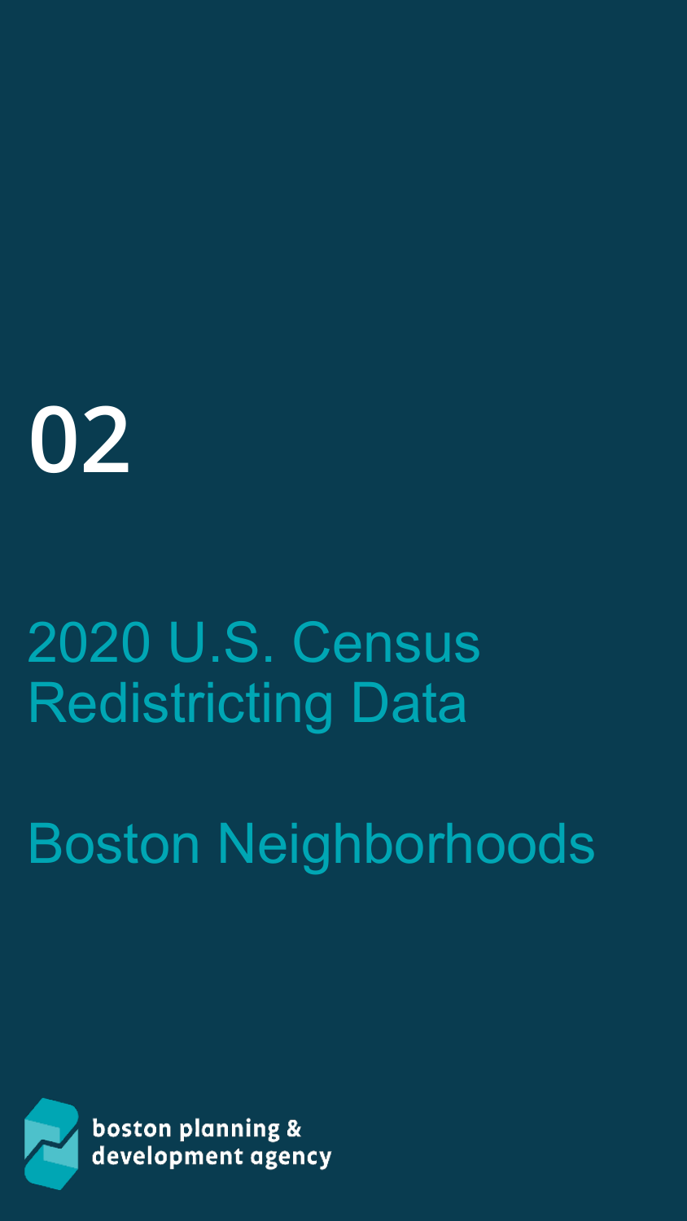# 02

## 2020 U.S. Census Redistricting Data

## Boston Neighborhoods

boston planning & development agency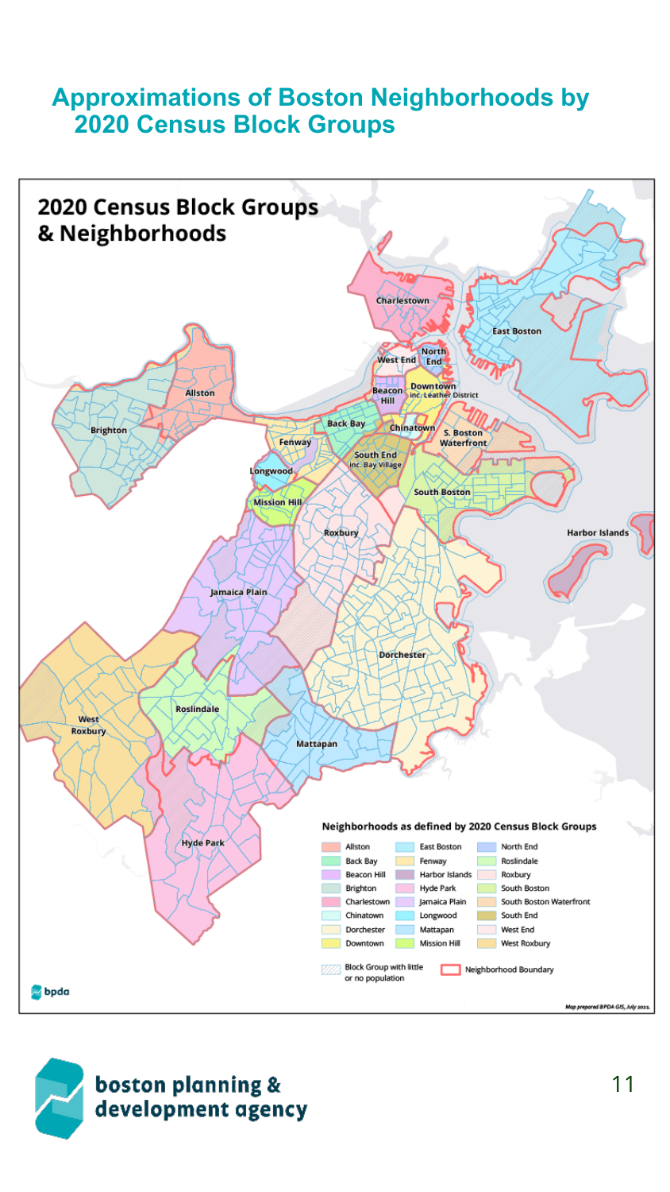# Approximations of Boston Neighborhoods by 2020 Census Block Groups

## 2020 Census Block Groups & Neighborhoods

Charlestown, East Boston, North End, West End, Beacon Hill, Downtown inc. Leather District, Allston, Brighton, Back Bay, Chinatown, S. Boston Waterfront, Fenway, South End inc. Bay Village, Longwood, Mission Hill, South Boston, Harbor Islands, Roxbury, Jamaica Plain, Dorchester, Roslindale, West Roxbury, Mattapan, Hyde Park

**Neighborhoods as defined by 2020 Census Block Groups**

| | | |
|---|---|---|
| Allston | East Boston | North End |
| Back Bay | Fenway | Roslindale |
| Beacon Hill | Harbor Islands | Roxbury |
| Brighton | Hyde Park | South Boston |
| Charlestown | Jamaica Plain | South Boston Waterfront |
| Chinatown | Longwood | South End |
| Dorchester | Mattapan | West End |
| Downtown | Mission Hill | West Roxbury |

Block Group with little or no population

Neighborhood Boundary

bpda

*Map prepared BPDA GIS, July 2021.*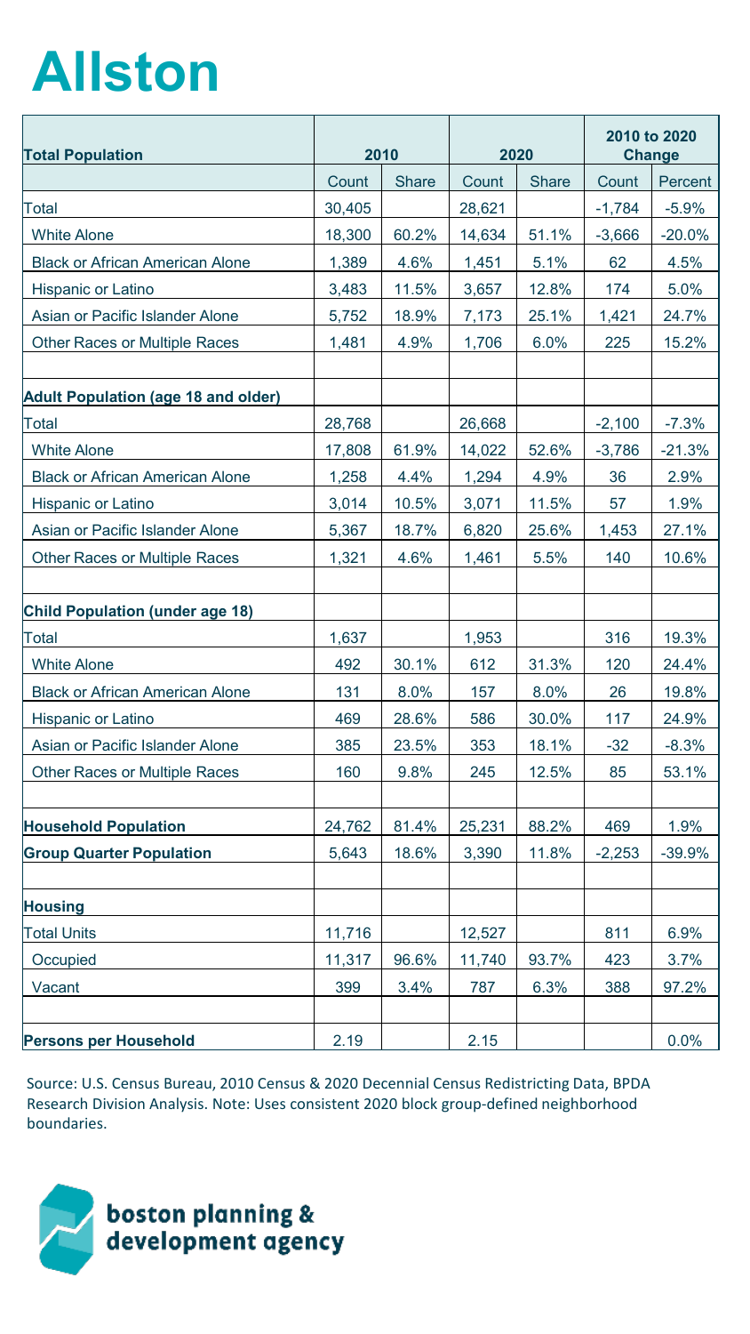# Allston

| Total Population | 2010 | | 2020 | | 2010 to 2020 Change | |
|---|---|---|---|---|---|---|
| | Count | Share | Count | Share | Count | Percent |
| Total | 30,405 | | 28,621 | | -1,784 | -5.9% |
| White Alone | 18,300 | 60.2% | 14,634 | 51.1% | -3,666 | -20.0% |
| Black or African American Alone | 1,389 | 4.6% | 1,451 | 5.1% | 62 | 4.5% |
| Hispanic or Latino | 3,483 | 11.5% | 3,657 | 12.8% | 174 | 5.0% |
| Asian or Pacific Islander Alone | 5,752 | 18.9% | 7,173 | 25.1% | 1,421 | 24.7% |
| Other Races or Multiple Races | 1,481 | 4.9% | 1,706 | 6.0% | 225 | 15.2% |
| | | | | | | |
| **Adult Population (age 18 and older)** | | | | | | |
| Total | 28,768 | | 26,668 | | -2,100 | -7.3% |
| White Alone | 17,808 | 61.9% | 14,022 | 52.6% | -3,786 | -21.3% |
| Black or African American Alone | 1,258 | 4.4% | 1,294 | 4.9% | 36 | 2.9% |
| Hispanic or Latino | 3,014 | 10.5% | 3,071 | 11.5% | 57 | 1.9% |
| Asian or Pacific Islander Alone | 5,367 | 18.7% | 6,820 | 25.6% | 1,453 | 27.1% |
| Other Races or Multiple Races | 1,321 | 4.6% | 1,461 | 5.5% | 140 | 10.6% |
| | | | | | | |
| **Child Population (under age 18)** | | | | | | |
| Total | 1,637 | | 1,953 | | 316 | 19.3% |
| White Alone | 492 | 30.1% | 612 | 31.3% | 120 | 24.4% |
| Black or African American Alone | 131 | 8.0% | 157 | 8.0% | 26 | 19.8% |
| Hispanic or Latino | 469 | 28.6% | 586 | 30.0% | 117 | 24.9% |
| Asian or Pacific Islander Alone | 385 | 23.5% | 353 | 18.1% | -32 | -8.3% |
| Other Races or Multiple Races | 160 | 9.8% | 245 | 12.5% | 85 | 53.1% |
| | | | | | | |
| **Household Population** | 24,762 | 81.4% | 25,231 | 88.2% | 469 | 1.9% |
| **Group Quarter Population** | 5,643 | 18.6% | 3,390 | 11.8% | -2,253 | -39.9% |
| | | | | | | |
| **Housing** | | | | | | |
| Total Units | 11,716 | | 12,527 | | 811 | 6.9% |
| Occupied | 11,317 | 96.6% | 11,740 | 93.7% | 423 | 3.7% |
| Vacant | 399 | 3.4% | 787 | 6.3% | 388 | 97.2% |
| | | | | | | |
| **Persons per Household** | 2.19 | | 2.15 | | | 0.0% |

Source: U.S. Census Bureau, 2010 Census & 2020 Decennial Census Redistricting Data, BPDA Research Division Analysis. Note: Uses consistent 2020 block group-defined neighborhood boundaries.

boston planning & development agency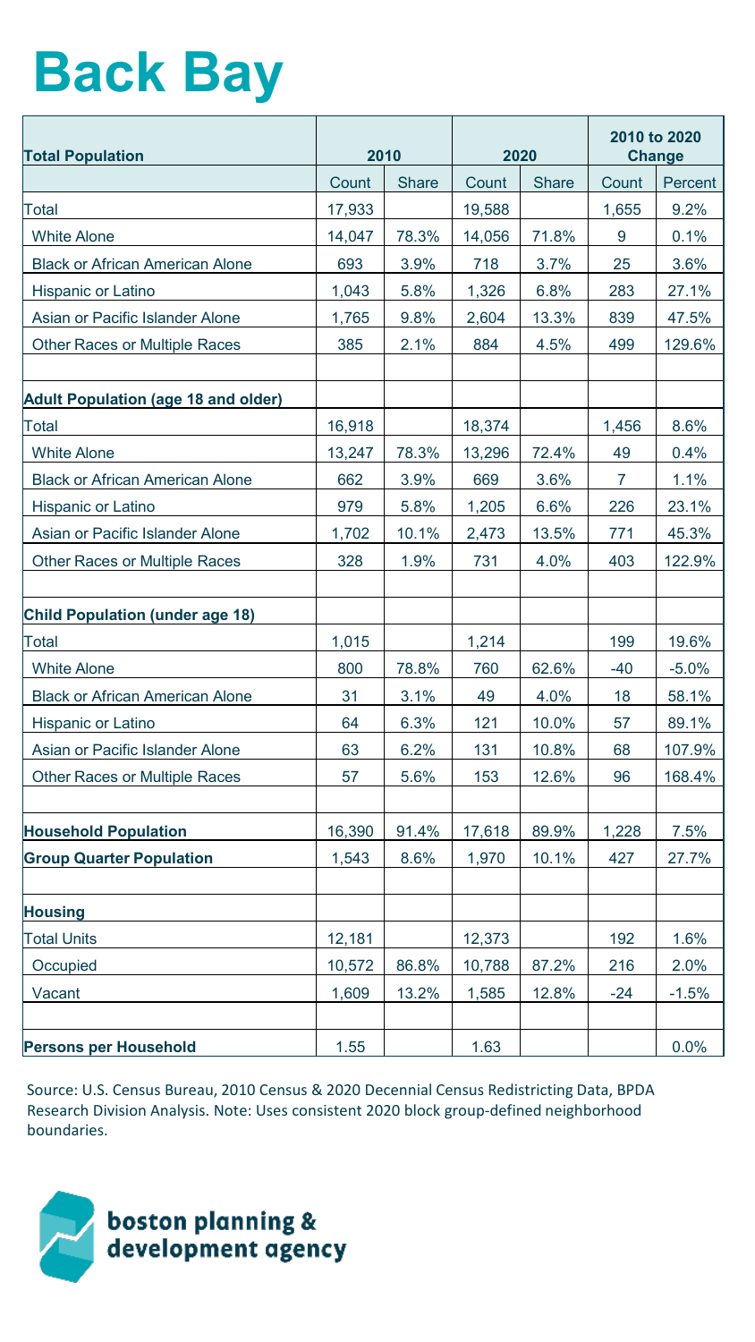# Back Bay

| Total Population | 2010 | | 2020 | | 2010 to 2020 Change | |
|---|---|---|---|---|---|---|
| | Count | Share | Count | Share | Count | Percent |
| Total | 17,933 | | 19,588 | | 1,655 | 9.2% |
| White Alone | 14,047 | 78.3% | 14,056 | 71.8% | 9 | 0.1% |
| Black or African American Alone | 693 | 3.9% | 718 | 3.7% | 25 | 3.6% |
| Hispanic or Latino | 1,043 | 5.8% | 1,326 | 6.8% | 283 | 27.1% |
| Asian or Pacific Islander Alone | 1,765 | 9.8% | 2,604 | 13.3% | 839 | 47.5% |
| Other Races or Multiple Races | 385 | 2.1% | 884 | 4.5% | 499 | 129.6% |
| | | | | | | |
| **Adult Population (age 18 and older)** | | | | | | |
| Total | 16,918 | | 18,374 | | 1,456 | 8.6% |
| White Alone | 13,247 | 78.3% | 13,296 | 72.4% | 49 | 0.4% |
| Black or African American Alone | 662 | 3.9% | 669 | 3.6% | 7 | 1.1% |
| Hispanic or Latino | 979 | 5.8% | 1,205 | 6.6% | 226 | 23.1% |
| Asian or Pacific Islander Alone | 1,702 | 10.1% | 2,473 | 13.5% | 771 | 45.3% |
| Other Races or Multiple Races | 328 | 1.9% | 731 | 4.0% | 403 | 122.9% |
| | | | | | | |
| **Child Population (under age 18)** | | | | | | |
| Total | 1,015 | | 1,214 | | 199 | 19.6% |
| White Alone | 800 | 78.8% | 760 | 62.6% | -40 | -5.0% |
| Black or African American Alone | 31 | 3.1% | 49 | 4.0% | 18 | 58.1% |
| Hispanic or Latino | 64 | 6.3% | 121 | 10.0% | 57 | 89.1% |
| Asian or Pacific Islander Alone | 63 | 6.2% | 131 | 10.8% | 68 | 107.9% |
| Other Races or Multiple Races | 57 | 5.6% | 153 | 12.6% | 96 | 168.4% |
| | | | | | | |
| **Household Population** | 16,390 | 91.4% | 17,618 | 89.9% | 1,228 | 7.5% |
| **Group Quarter Population** | 1,543 | 8.6% | 1,970 | 10.1% | 427 | 27.7% |
| | | | | | | |
| **Housing** | | | | | | |
| Total Units | 12,181 | | 12,373 | | 192 | 1.6% |
| Occupied | 10,572 | 86.8% | 10,788 | 87.2% | 216 | 2.0% |
| Vacant | 1,609 | 13.2% | 1,585 | 12.8% | -24 | -1.5% |
| | | | | | | |
| **Persons per Household** | 1.55 | | 1.63 | | | 0.0% |

Source: U.S. Census Bureau, 2010 Census & 2020 Decennial Census Redistricting Data, BPDA Research Division Analysis. Note: Uses consistent 2020 block group-defined neighborhood boundaries.

boston planning & development agency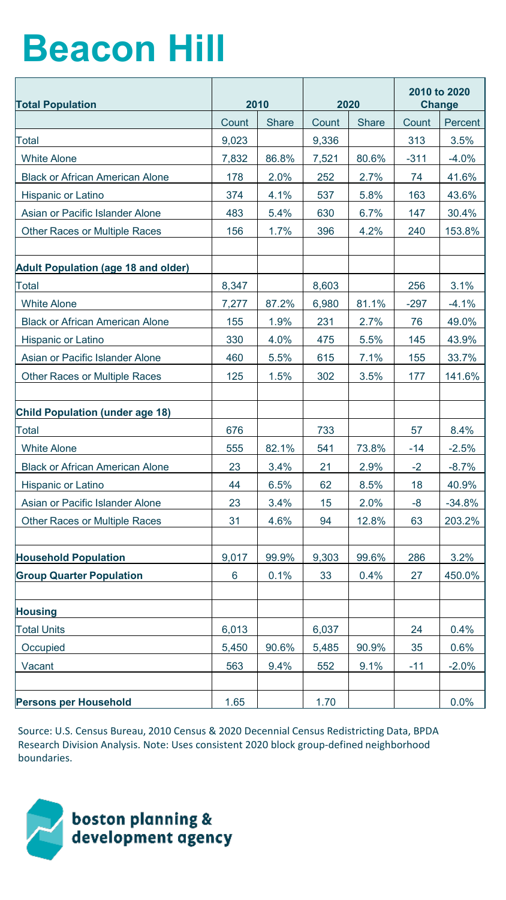# Beacon Hill

| Total Population | 2010 | | 2020 | | 2010 to 2020 Change | |
|---|---|---|---|---|---|---|
| | Count | Share | Count | Share | Count | Percent |
| Total | 9,023 | | 9,336 | | 313 | 3.5% |
| White Alone | 7,832 | 86.8% | 7,521 | 80.6% | -311 | -4.0% |
| Black or African American Alone | 178 | 2.0% | 252 | 2.7% | 74 | 41.6% |
| Hispanic or Latino | 374 | 4.1% | 537 | 5.8% | 163 | 43.6% |
| Asian or Pacific Islander Alone | 483 | 5.4% | 630 | 6.7% | 147 | 30.4% |
| Other Races or Multiple Races | 156 | 1.7% | 396 | 4.2% | 240 | 153.8% |
| | | | | | | |
| **Adult Population (age 18 and older)** | | | | | | |
| Total | 8,347 | | 8,603 | | 256 | 3.1% |
| White Alone | 7,277 | 87.2% | 6,980 | 81.1% | -297 | -4.1% |
| Black or African American Alone | 155 | 1.9% | 231 | 2.7% | 76 | 49.0% |
| Hispanic or Latino | 330 | 4.0% | 475 | 5.5% | 145 | 43.9% |
| Asian or Pacific Islander Alone | 460 | 5.5% | 615 | 7.1% | 155 | 33.7% |
| Other Races or Multiple Races | 125 | 1.5% | 302 | 3.5% | 177 | 141.6% |
| | | | | | | |
| **Child Population (under age 18)** | | | | | | |
| Total | 676 | | 733 | | 57 | 8.4% |
| White Alone | 555 | 82.1% | 541 | 73.8% | -14 | -2.5% |
| Black or African American Alone | 23 | 3.4% | 21 | 2.9% | -2 | -8.7% |
| Hispanic or Latino | 44 | 6.5% | 62 | 8.5% | 18 | 40.9% |
| Asian or Pacific Islander Alone | 23 | 3.4% | 15 | 2.0% | -8 | -34.8% |
| Other Races or Multiple Races | 31 | 4.6% | 94 | 12.8% | 63 | 203.2% |
| | | | | | | |
| **Household Population** | 9,017 | 99.9% | 9,303 | 99.6% | 286 | 3.2% |
| **Group Quarter Population** | 6 | 0.1% | 33 | 0.4% | 27 | 450.0% |
| | | | | | | |
| **Housing** | | | | | | |
| Total Units | 6,013 | | 6,037 | | 24 | 0.4% |
| Occupied | 5,450 | 90.6% | 5,485 | 90.9% | 35 | 0.6% |
| Vacant | 563 | 9.4% | 552 | 9.1% | -11 | -2.0% |
| | | | | | | |
| **Persons per Household** | 1.65 | | 1.70 | | | 0.0% |

Source: U.S. Census Bureau, 2010 Census & 2020 Decennial Census Redistricting Data, BPDA Research Division Analysis. Note: Uses consistent 2020 block group-defined neighborhood boundaries.

boston planning & development agency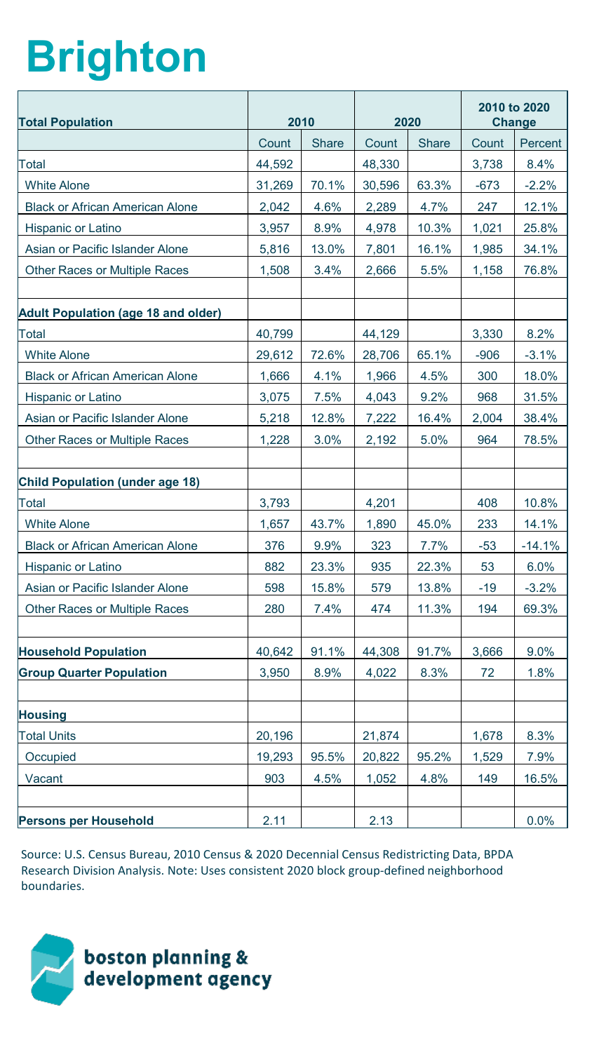# Brighton

| Total Population | 2010 | | 2020 | | 2010 to 2020 Change | |
|---|---|---|---|---|---|---|
| | Count | Share | Count | Share | Count | Percent |
| Total | 44,592 | | 48,330 | | 3,738 | 8.4% |
| White Alone | 31,269 | 70.1% | 30,596 | 63.3% | -673 | -2.2% |
| Black or African American Alone | 2,042 | 4.6% | 2,289 | 4.7% | 247 | 12.1% |
| Hispanic or Latino | 3,957 | 8.9% | 4,978 | 10.3% | 1,021 | 25.8% |
| Asian or Pacific Islander Alone | 5,816 | 13.0% | 7,801 | 16.1% | 1,985 | 34.1% |
| Other Races or Multiple Races | 1,508 | 3.4% | 2,666 | 5.5% | 1,158 | 76.8% |
| | | | | | | |
| **Adult Population (age 18 and older)** | | | | | | |
| Total | 40,799 | | 44,129 | | 3,330 | 8.2% |
| White Alone | 29,612 | 72.6% | 28,706 | 65.1% | -906 | -3.1% |
| Black or African American Alone | 1,666 | 4.1% | 1,966 | 4.5% | 300 | 18.0% |
| Hispanic or Latino | 3,075 | 7.5% | 4,043 | 9.2% | 968 | 31.5% |
| Asian or Pacific Islander Alone | 5,218 | 12.8% | 7,222 | 16.4% | 2,004 | 38.4% |
| Other Races or Multiple Races | 1,228 | 3.0% | 2,192 | 5.0% | 964 | 78.5% |
| | | | | | | |
| **Child Population (under age 18)** | | | | | | |
| Total | 3,793 | | 4,201 | | 408 | 10.8% |
| White Alone | 1,657 | 43.7% | 1,890 | 45.0% | 233 | 14.1% |
| Black or African American Alone | 376 | 9.9% | 323 | 7.7% | -53 | -14.1% |
| Hispanic or Latino | 882 | 23.3% | 935 | 22.3% | 53 | 6.0% |
| Asian or Pacific Islander Alone | 598 | 15.8% | 579 | 13.8% | -19 | -3.2% |
| Other Races or Multiple Races | 280 | 7.4% | 474 | 11.3% | 194 | 69.3% |
| | | | | | | |
| **Household Population** | 40,642 | 91.1% | 44,308 | 91.7% | 3,666 | 9.0% |
| **Group Quarter Population** | 3,950 | 8.9% | 4,022 | 8.3% | 72 | 1.8% |
| | | | | | | |
| **Housing** | | | | | | |
| Total Units | 20,196 | | 21,874 | | 1,678 | 8.3% |
| Occupied | 19,293 | 95.5% | 20,822 | 95.2% | 1,529 | 7.9% |
| Vacant | 903 | 4.5% | 1,052 | 4.8% | 149 | 16.5% |
| | | | | | | |
| **Persons per Household** | 2.11 | | 2.13 | | | 0.0% |

Source: U.S. Census Bureau, 2010 Census & 2020 Decennial Census Redistricting Data, BPDA Research Division Analysis. Note: Uses consistent 2020 block group-defined neighborhood boundaries.

boston planning & development agency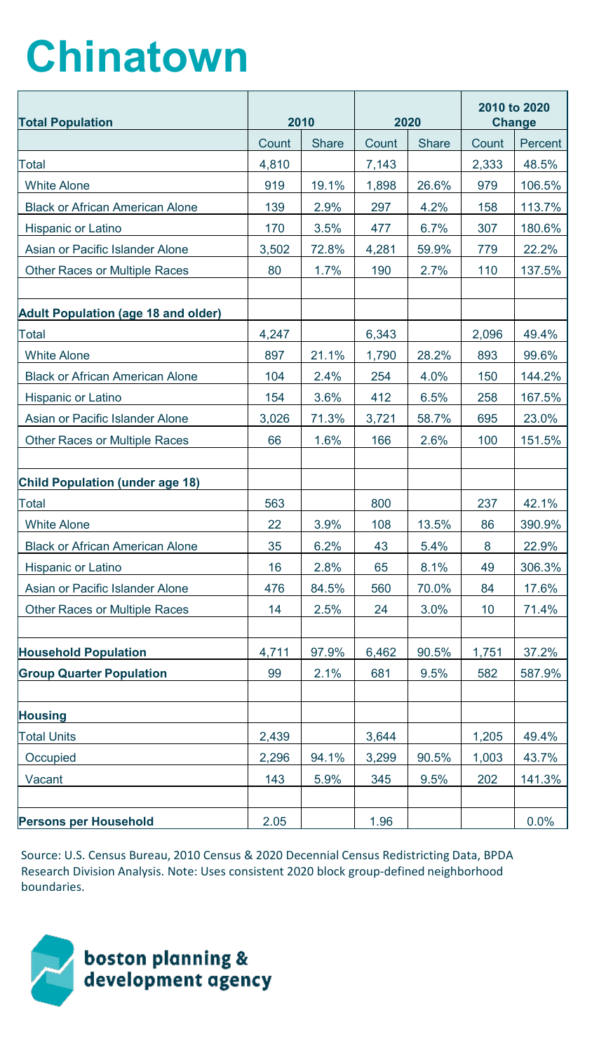# Chinatown

| Total Population | 2010 | | 2020 | | 2010 to 2020 Change | |
|---|---|---|---|---|---|---|
| | Count | Share | Count | Share | Count | Percent |
| Total | 4,810 | | 7,143 | | 2,333 | 48.5% |
| White Alone | 919 | 19.1% | 1,898 | 26.6% | 979 | 106.5% |
| Black or African American Alone | 139 | 2.9% | 297 | 4.2% | 158 | 113.7% |
| Hispanic or Latino | 170 | 3.5% | 477 | 6.7% | 307 | 180.6% |
| Asian or Pacific Islander Alone | 3,502 | 72.8% | 4,281 | 59.9% | 779 | 22.2% |
| Other Races or Multiple Races | 80 | 1.7% | 190 | 2.7% | 110 | 137.5% |
| | | | | | | |
| **Adult Population (age 18 and older)** | | | | | | |
| Total | 4,247 | | 6,343 | | 2,096 | 49.4% |
| White Alone | 897 | 21.1% | 1,790 | 28.2% | 893 | 99.6% |
| Black or African American Alone | 104 | 2.4% | 254 | 4.0% | 150 | 144.2% |
| Hispanic or Latino | 154 | 3.6% | 412 | 6.5% | 258 | 167.5% |
| Asian or Pacific Islander Alone | 3,026 | 71.3% | 3,721 | 58.7% | 695 | 23.0% |
| Other Races or Multiple Races | 66 | 1.6% | 166 | 2.6% | 100 | 151.5% |
| | | | | | | |
| **Child Population (under age 18)** | | | | | | |
| Total | 563 | | 800 | | 237 | 42.1% |
| White Alone | 22 | 3.9% | 108 | 13.5% | 86 | 390.9% |
| Black or African American Alone | 35 | 6.2% | 43 | 5.4% | 8 | 22.9% |
| Hispanic or Latino | 16 | 2.8% | 65 | 8.1% | 49 | 306.3% |
| Asian or Pacific Islander Alone | 476 | 84.5% | 560 | 70.0% | 84 | 17.6% |
| Other Races or Multiple Races | 14 | 2.5% | 24 | 3.0% | 10 | 71.4% |
| | | | | | | |
| **Household Population** | 4,711 | 97.9% | 6,462 | 90.5% | 1,751 | 37.2% |
| **Group Quarter Population** | 99 | 2.1% | 681 | 9.5% | 582 | 587.9% |
| | | | | | | |
| **Housing** | | | | | | |
| Total Units | 2,439 | | 3,644 | | 1,205 | 49.4% |
| Occupied | 2,296 | 94.1% | 3,299 | 90.5% | 1,003 | 43.7% |
| Vacant | 143 | 5.9% | 345 | 9.5% | 202 | 141.3% |
| | | | | | | |
| **Persons per Household** | 2.05 | | 1.96 | | | 0.0% |

Source: U.S. Census Bureau, 2010 Census & 2020 Decennial Census Redistricting Data, BPDA Research Division Analysis. Note: Uses consistent 2020 block group-defined neighborhood boundaries.

boston planning & development agency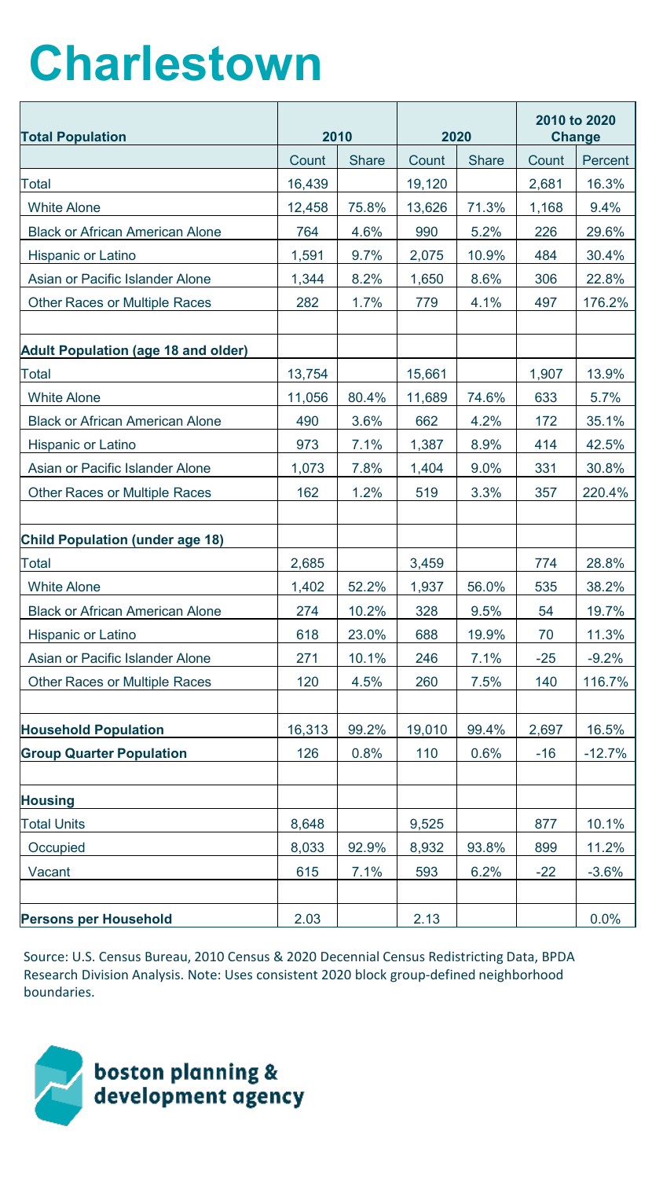# Charlestown

| Total Population | 2010 | | 2020 | | 2010 to 2020 Change | |
|---|---|---|---|---|---|---|
| | Count | Share | Count | Share | Count | Percent |
| Total | 16,439 | | 19,120 | | 2,681 | 16.3% |
| White Alone | 12,458 | 75.8% | 13,626 | 71.3% | 1,168 | 9.4% |
| Black or African American Alone | 764 | 4.6% | 990 | 5.2% | 226 | 29.6% |
| Hispanic or Latino | 1,591 | 9.7% | 2,075 | 10.9% | 484 | 30.4% |
| Asian or Pacific Islander Alone | 1,344 | 8.2% | 1,650 | 8.6% | 306 | 22.8% |
| Other Races or Multiple Races | 282 | 1.7% | 779 | 4.1% | 497 | 176.2% |
| | | | | | | |
| **Adult Population (age 18 and older)** | | | | | | |
| Total | 13,754 | | 15,661 | | 1,907 | 13.9% |
| White Alone | 11,056 | 80.4% | 11,689 | 74.6% | 633 | 5.7% |
| Black or African American Alone | 490 | 3.6% | 662 | 4.2% | 172 | 35.1% |
| Hispanic or Latino | 973 | 7.1% | 1,387 | 8.9% | 414 | 42.5% |
| Asian or Pacific Islander Alone | 1,073 | 7.8% | 1,404 | 9.0% | 331 | 30.8% |
| Other Races or Multiple Races | 162 | 1.2% | 519 | 3.3% | 357 | 220.4% |
| | | | | | | |
| **Child Population (under age 18)** | | | | | | |
| Total | 2,685 | | 3,459 | | 774 | 28.8% |
| White Alone | 1,402 | 52.2% | 1,937 | 56.0% | 535 | 38.2% |
| Black or African American Alone | 274 | 10.2% | 328 | 9.5% | 54 | 19.7% |
| Hispanic or Latino | 618 | 23.0% | 688 | 19.9% | 70 | 11.3% |
| Asian or Pacific Islander Alone | 271 | 10.1% | 246 | 7.1% | -25 | -9.2% |
| Other Races or Multiple Races | 120 | 4.5% | 260 | 7.5% | 140 | 116.7% |
| | | | | | | |
| **Household Population** | 16,313 | 99.2% | 19,010 | 99.4% | 2,697 | 16.5% |
| **Group Quarter Population** | 126 | 0.8% | 110 | 0.6% | -16 | -12.7% |
| | | | | | | |
| **Housing** | | | | | | |
| Total Units | 8,648 | | 9,525 | | 877 | 10.1% |
| Occupied | 8,033 | 92.9% | 8,932 | 93.8% | 899 | 11.2% |
| Vacant | 615 | 7.1% | 593 | 6.2% | -22 | -3.6% |
| | | | | | | |
| **Persons per Household** | 2.03 | | 2.13 | | | 0.0% |

Source: U.S. Census Bureau, 2010 Census & 2020 Decennial Census Redistricting Data, BPDA Research Division Analysis. Note: Uses consistent 2020 block group-defined neighborhood boundaries.

boston planning & development agency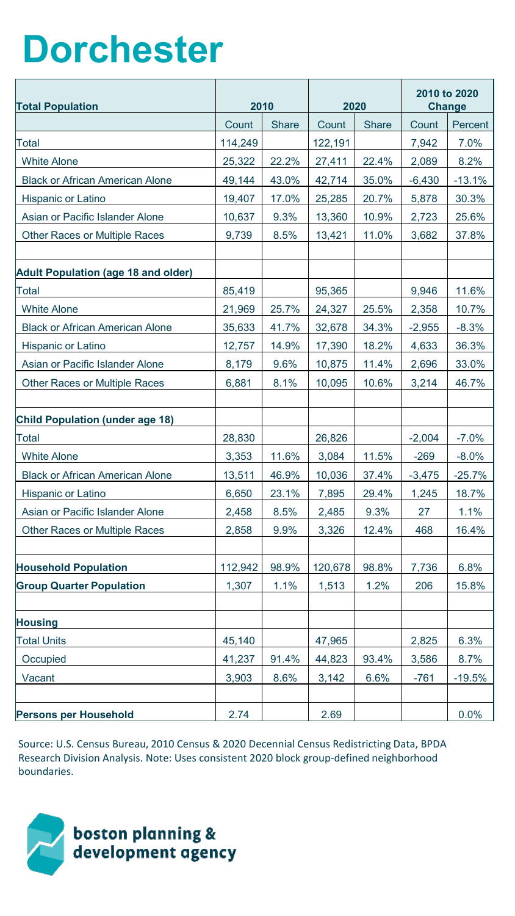# Dorchester

| Total Population | 2010 | | 2020 | | 2010 to 2020 Change | |
|---|---|---|---|---|---|---|
| | Count | Share | Count | Share | Count | Percent |
| Total | 114,249 | | 122,191 | | 7,942 | 7.0% |
| White Alone | 25,322 | 22.2% | 27,411 | 22.4% | 2,089 | 8.2% |
| Black or African American Alone | 49,144 | 43.0% | 42,714 | 35.0% | -6,430 | -13.1% |
| Hispanic or Latino | 19,407 | 17.0% | 25,285 | 20.7% | 5,878 | 30.3% |
| Asian or Pacific Islander Alone | 10,637 | 9.3% | 13,360 | 10.9% | 2,723 | 25.6% |
| Other Races or Multiple Races | 9,739 | 8.5% | 13,421 | 11.0% | 3,682 | 37.8% |
| | | | | | | |
| **Adult Population (age 18 and older)** | | | | | | |
| Total | 85,419 | | 95,365 | | 9,946 | 11.6% |
| White Alone | 21,969 | 25.7% | 24,327 | 25.5% | 2,358 | 10.7% |
| Black or African American Alone | 35,633 | 41.7% | 32,678 | 34.3% | -2,955 | -8.3% |
| Hispanic or Latino | 12,757 | 14.9% | 17,390 | 18.2% | 4,633 | 36.3% |
| Asian or Pacific Islander Alone | 8,179 | 9.6% | 10,875 | 11.4% | 2,696 | 33.0% |
| Other Races or Multiple Races | 6,881 | 8.1% | 10,095 | 10.6% | 3,214 | 46.7% |
| | | | | | | |
| **Child Population (under age 18)** | | | | | | |
| Total | 28,830 | | 26,826 | | -2,004 | -7.0% |
| White Alone | 3,353 | 11.6% | 3,084 | 11.5% | -269 | -8.0% |
| Black or African American Alone | 13,511 | 46.9% | 10,036 | 37.4% | -3,475 | -25.7% |
| Hispanic or Latino | 6,650 | 23.1% | 7,895 | 29.4% | 1,245 | 18.7% |
| Asian or Pacific Islander Alone | 2,458 | 8.5% | 2,485 | 9.3% | 27 | 1.1% |
| Other Races or Multiple Races | 2,858 | 9.9% | 3,326 | 12.4% | 468 | 16.4% |
| | | | | | | |
| **Household Population** | 112,942 | 98.9% | 120,678 | 98.8% | 7,736 | 6.8% |
| **Group Quarter Population** | 1,307 | 1.1% | 1,513 | 1.2% | 206 | 15.8% |
| | | | | | | |
| **Housing** | | | | | | |
| Total Units | 45,140 | | 47,965 | | 2,825 | 6.3% |
| Occupied | 41,237 | 91.4% | 44,823 | 93.4% | 3,586 | 8.7% |
| Vacant | 3,903 | 8.6% | 3,142 | 6.6% | -761 | -19.5% |
| | | | | | | |
| **Persons per Household** | 2.74 | | 2.69 | | | 0.0% |

Source: U.S. Census Bureau, 2010 Census & 2020 Decennial Census Redistricting Data, BPDA Research Division Analysis. Note: Uses consistent 2020 block group-defined neighborhood boundaries.

boston planning & development agency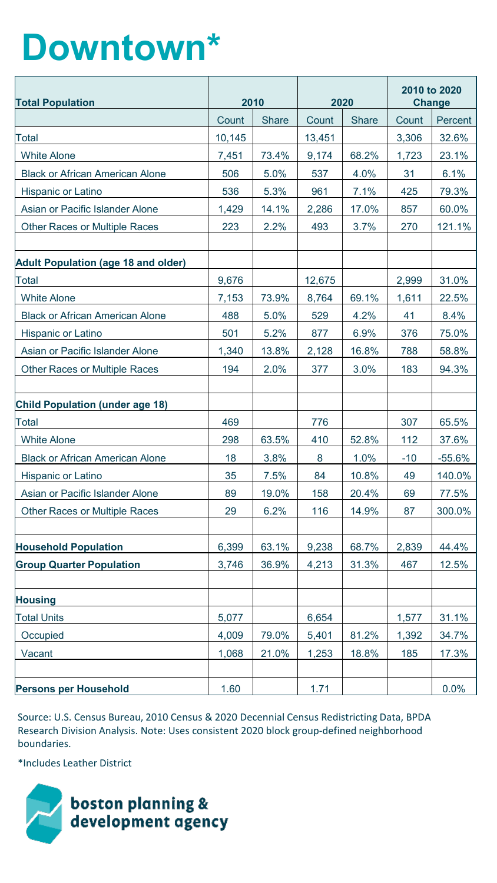# Downtown*

| Total Population | 2010 | | 2020 | | 2010 to 2020 Change | |
|---|---|---|---|---|---|---|
| | Count | Share | Count | Share | Count | Percent |
| Total | 10,145 | | 13,451 | | 3,306 | 32.6% |
| White Alone | 7,451 | 73.4% | 9,174 | 68.2% | 1,723 | 23.1% |
| Black or African American Alone | 506 | 5.0% | 537 | 4.0% | 31 | 6.1% |
| Hispanic or Latino | 536 | 5.3% | 961 | 7.1% | 425 | 79.3% |
| Asian or Pacific Islander Alone | 1,429 | 14.1% | 2,286 | 17.0% | 857 | 60.0% |
| Other Races or Multiple Races | 223 | 2.2% | 493 | 3.7% | 270 | 121.1% |
| | | | | | | |
| **Adult Population (age 18 and older)** | | | | | | |
| Total | 9,676 | | 12,675 | | 2,999 | 31.0% |
| White Alone | 7,153 | 73.9% | 8,764 | 69.1% | 1,611 | 22.5% |
| Black or African American Alone | 488 | 5.0% | 529 | 4.2% | 41 | 8.4% |
| Hispanic or Latino | 501 | 5.2% | 877 | 6.9% | 376 | 75.0% |
| Asian or Pacific Islander Alone | 1,340 | 13.8% | 2,128 | 16.8% | 788 | 58.8% |
| Other Races or Multiple Races | 194 | 2.0% | 377 | 3.0% | 183 | 94.3% |
| | | | | | | |
| **Child Population (under age 18)** | | | | | | |
| Total | 469 | | 776 | | 307 | 65.5% |
| White Alone | 298 | 63.5% | 410 | 52.8% | 112 | 37.6% |
| Black or African American Alone | 18 | 3.8% | 8 | 1.0% | -10 | -55.6% |
| Hispanic or Latino | 35 | 7.5% | 84 | 10.8% | 49 | 140.0% |
| Asian or Pacific Islander Alone | 89 | 19.0% | 158 | 20.4% | 69 | 77.5% |
| Other Races or Multiple Races | 29 | 6.2% | 116 | 14.9% | 87 | 300.0% |
| | | | | | | |
| **Household Population** | 6,399 | 63.1% | 9,238 | 68.7% | 2,839 | 44.4% |
| **Group Quarter Population** | 3,746 | 36.9% | 4,213 | 31.3% | 467 | 12.5% |
| | | | | | | |
| **Housing** | | | | | | |
| Total Units | 5,077 | | 6,654 | | 1,577 | 31.1% |
| Occupied | 4,009 | 79.0% | 5,401 | 81.2% | 1,392 | 34.7% |
| Vacant | 1,068 | 21.0% | 1,253 | 18.8% | 185 | 17.3% |
| | | | | | | |
| **Persons per Household** | 1.60 | | 1.71 | | | 0.0% |

Source: U.S. Census Bureau, 2010 Census & 2020 Decennial Census Redistricting Data, BPDA Research Division Analysis. Note: Uses consistent 2020 block group-defined neighborhood boundaries.

*Includes Leather District

boston planning & development agency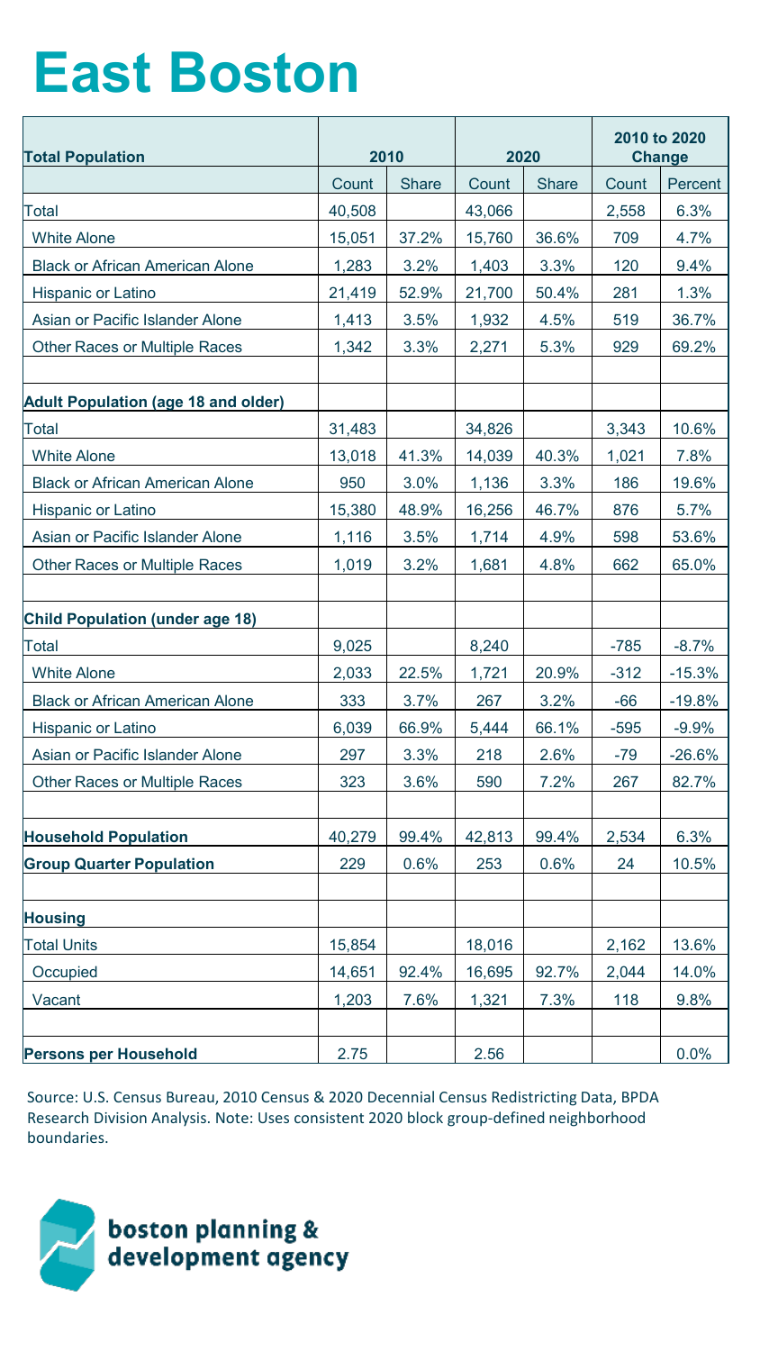# East Boston

| Total Population | 2010 | | 2020 | | 2010 to 2020 Change | |
|---|---|---|---|---|---|---|
| | Count | Share | Count | Share | Count | Percent |
| Total | 40,508 | | 43,066 | | 2,558 | 6.3% |
| White Alone | 15,051 | 37.2% | 15,760 | 36.6% | 709 | 4.7% |
| Black or African American Alone | 1,283 | 3.2% | 1,403 | 3.3% | 120 | 9.4% |
| Hispanic or Latino | 21,419 | 52.9% | 21,700 | 50.4% | 281 | 1.3% |
| Asian or Pacific Islander Alone | 1,413 | 3.5% | 1,932 | 4.5% | 519 | 36.7% |
| Other Races or Multiple Races | 1,342 | 3.3% | 2,271 | 5.3% | 929 | 69.2% |
| | | | | | | |
| **Adult Population (age 18 and older)** | | | | | | |
| Total | 31,483 | | 34,826 | | 3,343 | 10.6% |
| White Alone | 13,018 | 41.3% | 14,039 | 40.3% | 1,021 | 7.8% |
| Black or African American Alone | 950 | 3.0% | 1,136 | 3.3% | 186 | 19.6% |
| Hispanic or Latino | 15,380 | 48.9% | 16,256 | 46.7% | 876 | 5.7% |
| Asian or Pacific Islander Alone | 1,116 | 3.5% | 1,714 | 4.9% | 598 | 53.6% |
| Other Races or Multiple Races | 1,019 | 3.2% | 1,681 | 4.8% | 662 | 65.0% |
| | | | | | | |
| **Child Population (under age 18)** | | | | | | |
| Total | 9,025 | | 8,240 | | -785 | -8.7% |
| White Alone | 2,033 | 22.5% | 1,721 | 20.9% | -312 | -15.3% |
| Black or African American Alone | 333 | 3.7% | 267 | 3.2% | -66 | -19.8% |
| Hispanic or Latino | 6,039 | 66.9% | 5,444 | 66.1% | -595 | -9.9% |
| Asian or Pacific Islander Alone | 297 | 3.3% | 218 | 2.6% | -79 | -26.6% |
| Other Races or Multiple Races | 323 | 3.6% | 590 | 7.2% | 267 | 82.7% |
| | | | | | | |
| **Household Population** | 40,279 | 99.4% | 42,813 | 99.4% | 2,534 | 6.3% |
| **Group Quarter Population** | 229 | 0.6% | 253 | 0.6% | 24 | 10.5% |
| | | | | | | |
| **Housing** | | | | | | |
| Total Units | 15,854 | | 18,016 | | 2,162 | 13.6% |
| Occupied | 14,651 | 92.4% | 16,695 | 92.7% | 2,044 | 14.0% |
| Vacant | 1,203 | 7.6% | 1,321 | 7.3% | 118 | 9.8% |
| | | | | | | |
| **Persons per Household** | 2.75 | | 2.56 | | | 0.0% |

Source: U.S. Census Bureau, 2010 Census & 2020 Decennial Census Redistricting Data, BPDA Research Division Analysis. Note: Uses consistent 2020 block group-defined neighborhood boundaries.

boston planning & development agency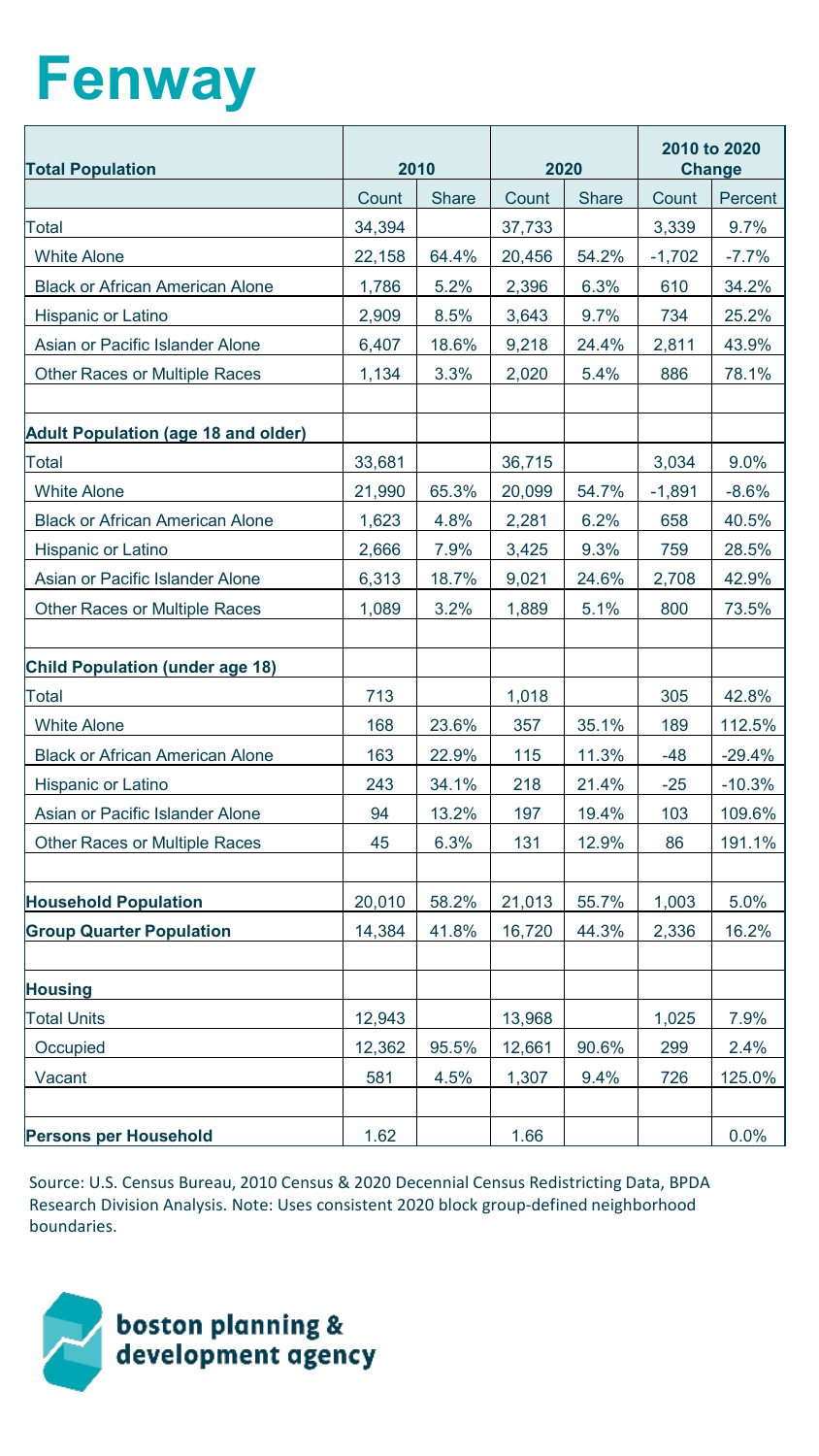# Fenway

| Total Population | 2010 | | 2020 | | 2010 to 2020 Change | |
|---|---|---|---|---|---|---|
| | Count | Share | Count | Share | Count | Percent |
| Total | 34,394 | | 37,733 | | 3,339 | 9.7% |
| White Alone | 22,158 | 64.4% | 20,456 | 54.2% | -1,702 | -7.7% |
| Black or African American Alone | 1,786 | 5.2% | 2,396 | 6.3% | 610 | 34.2% |
| Hispanic or Latino | 2,909 | 8.5% | 3,643 | 9.7% | 734 | 25.2% |
| Asian or Pacific Islander Alone | 6,407 | 18.6% | 9,218 | 24.4% | 2,811 | 43.9% |
| Other Races or Multiple Races | 1,134 | 3.3% | 2,020 | 5.4% | 886 | 78.1% |
| | | | | | | |
| **Adult Population (age 18 and older)** | | | | | | |
| Total | 33,681 | | 36,715 | | 3,034 | 9.0% |
| White Alone | 21,990 | 65.3% | 20,099 | 54.7% | -1,891 | -8.6% |
| Black or African American Alone | 1,623 | 4.8% | 2,281 | 6.2% | 658 | 40.5% |
| Hispanic or Latino | 2,666 | 7.9% | 3,425 | 9.3% | 759 | 28.5% |
| Asian or Pacific Islander Alone | 6,313 | 18.7% | 9,021 | 24.6% | 2,708 | 42.9% |
| Other Races or Multiple Races | 1,089 | 3.2% | 1,889 | 5.1% | 800 | 73.5% |
| | | | | | | |
| **Child Population (under age 18)** | | | | | | |
| Total | 713 | | 1,018 | | 305 | 42.8% |
| White Alone | 168 | 23.6% | 357 | 35.1% | 189 | 112.5% |
| Black or African American Alone | 163 | 22.9% | 115 | 11.3% | -48 | -29.4% |
| Hispanic or Latino | 243 | 34.1% | 218 | 21.4% | -25 | -10.3% |
| Asian or Pacific Islander Alone | 94 | 13.2% | 197 | 19.4% | 103 | 109.6% |
| Other Races or Multiple Races | 45 | 6.3% | 131 | 12.9% | 86 | 191.1% |
| | | | | | | |
| **Household Population** | 20,010 | 58.2% | 21,013 | 55.7% | 1,003 | 5.0% |
| **Group Quarter Population** | 14,384 | 41.8% | 16,720 | 44.3% | 2,336 | 16.2% |
| | | | | | | |
| **Housing** | | | | | | |
| Total Units | 12,943 | | 13,968 | | 1,025 | 7.9% |
| Occupied | 12,362 | 95.5% | 12,661 | 90.6% | 299 | 2.4% |
| Vacant | 581 | 4.5% | 1,307 | 9.4% | 726 | 125.0% |
| | | | | | | |
| **Persons per Household** | 1.62 | | 1.66 | | | 0.0% |

Source: U.S. Census Bureau, 2010 Census & 2020 Decennial Census Redistricting Data, BPDA Research Division Analysis. Note: Uses consistent 2020 block group-defined neighborhood boundaries.

boston planning & development agency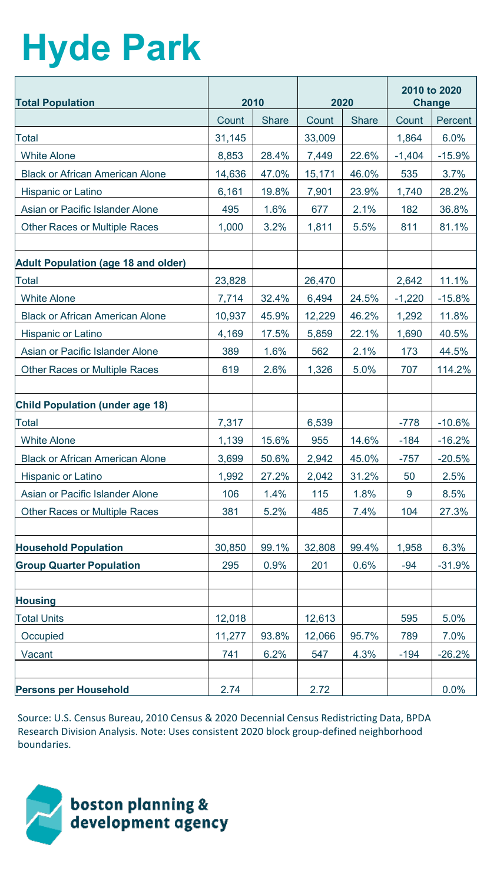# Hyde Park

| Total Population | 2010 | | 2020 | | 2010 to 2020 Change | |
|---|---|---|---|---|---|---|
| | Count | Share | Count | Share | Count | Percent |
| Total | 31,145 | | 33,009 | | 1,864 | 6.0% |
| White Alone | 8,853 | 28.4% | 7,449 | 22.6% | -1,404 | -15.9% |
| Black or African American Alone | 14,636 | 47.0% | 15,171 | 46.0% | 535 | 3.7% |
| Hispanic or Latino | 6,161 | 19.8% | 7,901 | 23.9% | 1,740 | 28.2% |
| Asian or Pacific Islander Alone | 495 | 1.6% | 677 | 2.1% | 182 | 36.8% |
| Other Races or Multiple Races | 1,000 | 3.2% | 1,811 | 5.5% | 811 | 81.1% |
| | | | | | | |
| **Adult Population (age 18 and older)** | | | | | | |
| Total | 23,828 | | 26,470 | | 2,642 | 11.1% |
| White Alone | 7,714 | 32.4% | 6,494 | 24.5% | -1,220 | -15.8% |
| Black or African American Alone | 10,937 | 45.9% | 12,229 | 46.2% | 1,292 | 11.8% |
| Hispanic or Latino | 4,169 | 17.5% | 5,859 | 22.1% | 1,690 | 40.5% |
| Asian or Pacific Islander Alone | 389 | 1.6% | 562 | 2.1% | 173 | 44.5% |
| Other Races or Multiple Races | 619 | 2.6% | 1,326 | 5.0% | 707 | 114.2% |
| | | | | | | |
| **Child Population (under age 18)** | | | | | | |
| Total | 7,317 | | 6,539 | | -778 | -10.6% |
| White Alone | 1,139 | 15.6% | 955 | 14.6% | -184 | -16.2% |
| Black or African American Alone | 3,699 | 50.6% | 2,942 | 45.0% | -757 | -20.5% |
| Hispanic or Latino | 1,992 | 27.2% | 2,042 | 31.2% | 50 | 2.5% |
| Asian or Pacific Islander Alone | 106 | 1.4% | 115 | 1.8% | 9 | 8.5% |
| Other Races or Multiple Races | 381 | 5.2% | 485 | 7.4% | 104 | 27.3% |
| | | | | | | |
| **Household Population** | 30,850 | 99.1% | 32,808 | 99.4% | 1,958 | 6.3% |
| **Group Quarter Population** | 295 | 0.9% | 201 | 0.6% | -94 | -31.9% |
| | | | | | | |
| **Housing** | | | | | | |
| Total Units | 12,018 | | 12,613 | | 595 | 5.0% |
| Occupied | 11,277 | 93.8% | 12,066 | 95.7% | 789 | 7.0% |
| Vacant | 741 | 6.2% | 547 | 4.3% | -194 | -26.2% |
| | | | | | | |
| **Persons per Household** | 2.74 | | 2.72 | | | 0.0% |

Source: U.S. Census Bureau, 2010 Census & 2020 Decennial Census Redistricting Data, BPDA Research Division Analysis. Note: Uses consistent 2020 block group-defined neighborhood boundaries.

boston planning & development agency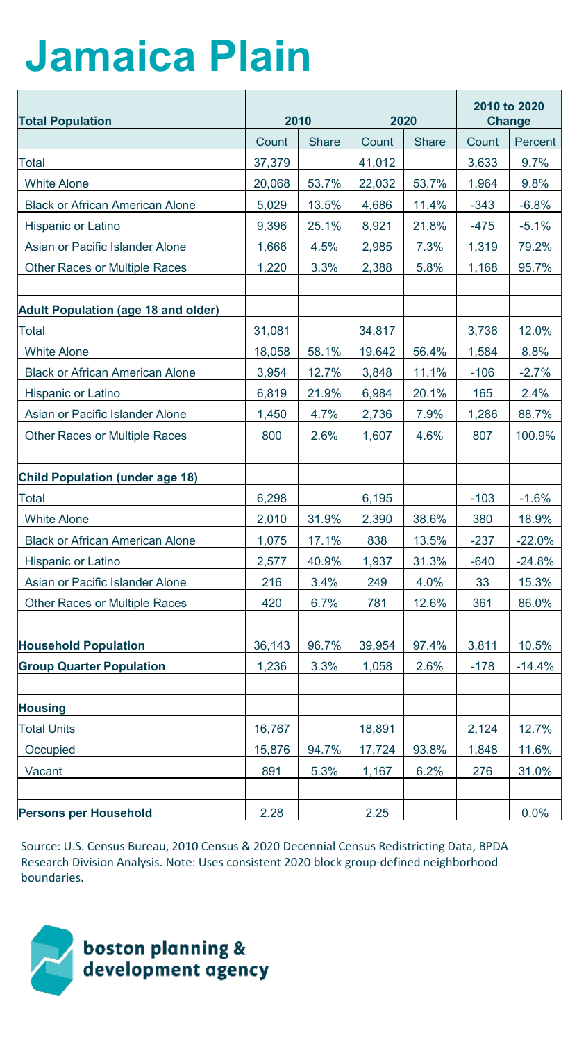# Jamaica Plain

| Total Population | 2010 | | 2020 | | 2010 to 2020 Change | |
|---|---|---|---|---|---|---|
| | Count | Share | Count | Share | Count | Percent |
| Total | 37,379 | | 41,012 | | 3,633 | 9.7% |
| White Alone | 20,068 | 53.7% | 22,032 | 53.7% | 1,964 | 9.8% |
| Black or African American Alone | 5,029 | 13.5% | 4,686 | 11.4% | -343 | -6.8% |
| Hispanic or Latino | 9,396 | 25.1% | 8,921 | 21.8% | -475 | -5.1% |
| Asian or Pacific Islander Alone | 1,666 | 4.5% | 2,985 | 7.3% | 1,319 | 79.2% |
| Other Races or Multiple Races | 1,220 | 3.3% | 2,388 | 5.8% | 1,168 | 95.7% |
| | | | | | | |
| **Adult Population (age 18 and older)** | | | | | | |
| Total | 31,081 | | 34,817 | | 3,736 | 12.0% |
| White Alone | 18,058 | 58.1% | 19,642 | 56.4% | 1,584 | 8.8% |
| Black or African American Alone | 3,954 | 12.7% | 3,848 | 11.1% | -106 | -2.7% |
| Hispanic or Latino | 6,819 | 21.9% | 6,984 | 20.1% | 165 | 2.4% |
| Asian or Pacific Islander Alone | 1,450 | 4.7% | 2,736 | 7.9% | 1,286 | 88.7% |
| Other Races or Multiple Races | 800 | 2.6% | 1,607 | 4.6% | 807 | 100.9% |
| | | | | | | |
| **Child Population (under age 18)** | | | | | | |
| Total | 6,298 | | 6,195 | | -103 | -1.6% |
| White Alone | 2,010 | 31.9% | 2,390 | 38.6% | 380 | 18.9% |
| Black or African American Alone | 1,075 | 17.1% | 838 | 13.5% | -237 | -22.0% |
| Hispanic or Latino | 2,577 | 40.9% | 1,937 | 31.3% | -640 | -24.8% |
| Asian or Pacific Islander Alone | 216 | 3.4% | 249 | 4.0% | 33 | 15.3% |
| Other Races or Multiple Races | 420 | 6.7% | 781 | 12.6% | 361 | 86.0% |
| | | | | | | |
| **Household Population** | 36,143 | 96.7% | 39,954 | 97.4% | 3,811 | 10.5% |
| **Group Quarter Population** | 1,236 | 3.3% | 1,058 | 2.6% | -178 | -14.4% |
| | | | | | | |
| **Housing** | | | | | | |
| Total Units | 16,767 | | 18,891 | | 2,124 | 12.7% |
| Occupied | 15,876 | 94.7% | 17,724 | 93.8% | 1,848 | 11.6% |
| Vacant | 891 | 5.3% | 1,167 | 6.2% | 276 | 31.0% |
| | | | | | | |
| **Persons per Household** | 2.28 | | 2.25 | | | 0.0% |

Source: U.S. Census Bureau, 2010 Census & 2020 Decennial Census Redistricting Data, BPDA Research Division Analysis. Note: Uses consistent 2020 block group-defined neighborhood boundaries.

boston planning & development agency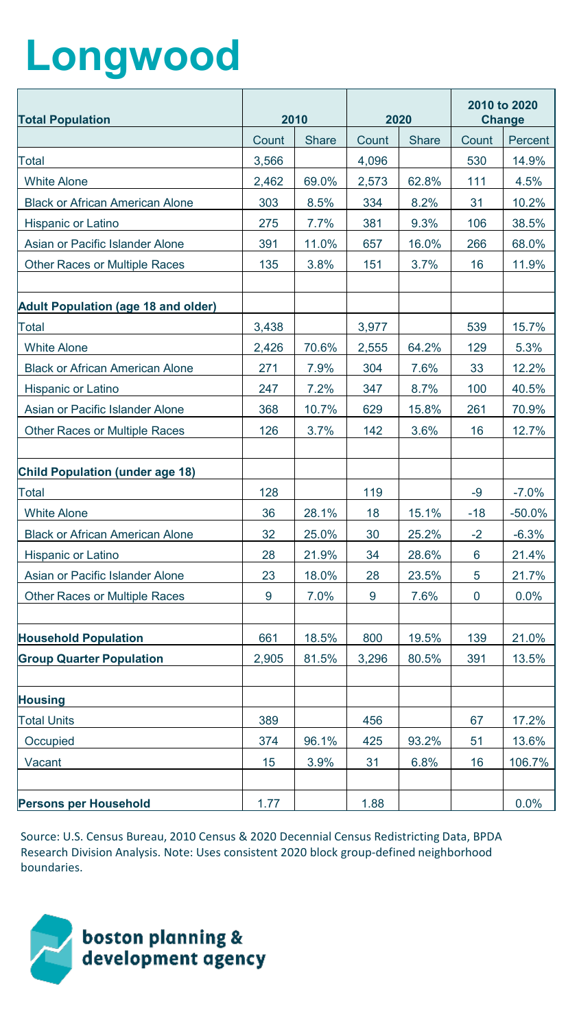# Longwood

| Total Population | 2010 | | 2020 | | 2010 to 2020 Change | |
|---|---|---|---|---|---|---|
| | Count | Share | Count | Share | Count | Percent |
| Total | 3,566 | | 4,096 | | 530 | 14.9% |
| White Alone | 2,462 | 69.0% | 2,573 | 62.8% | 111 | 4.5% |
| Black or African American Alone | 303 | 8.5% | 334 | 8.2% | 31 | 10.2% |
| Hispanic or Latino | 275 | 7.7% | 381 | 9.3% | 106 | 38.5% |
| Asian or Pacific Islander Alone | 391 | 11.0% | 657 | 16.0% | 266 | 68.0% |
| Other Races or Multiple Races | 135 | 3.8% | 151 | 3.7% | 16 | 11.9% |
| | | | | | | |
| **Adult Population (age 18 and older)** | | | | | | |
| Total | 3,438 | | 3,977 | | 539 | 15.7% |
| White Alone | 2,426 | 70.6% | 2,555 | 64.2% | 129 | 5.3% |
| Black or African American Alone | 271 | 7.9% | 304 | 7.6% | 33 | 12.2% |
| Hispanic or Latino | 247 | 7.2% | 347 | 8.7% | 100 | 40.5% |
| Asian or Pacific Islander Alone | 368 | 10.7% | 629 | 15.8% | 261 | 70.9% |
| Other Races or Multiple Races | 126 | 3.7% | 142 | 3.6% | 16 | 12.7% |
| | | | | | | |
| **Child Population (under age 18)** | | | | | | |
| Total | 128 | | 119 | | -9 | -7.0% |
| White Alone | 36 | 28.1% | 18 | 15.1% | -18 | -50.0% |
| Black or African American Alone | 32 | 25.0% | 30 | 25.2% | -2 | -6.3% |
| Hispanic or Latino | 28 | 21.9% | 34 | 28.6% | 6 | 21.4% |
| Asian or Pacific Islander Alone | 23 | 18.0% | 28 | 23.5% | 5 | 21.7% |
| Other Races or Multiple Races | 9 | 7.0% | 9 | 7.6% | 0 | 0.0% |
| | | | | | | |
| **Household Population** | 661 | 18.5% | 800 | 19.5% | 139 | 21.0% |
| **Group Quarter Population** | 2,905 | 81.5% | 3,296 | 80.5% | 391 | 13.5% |
| | | | | | | |
| **Housing** | | | | | | |
| Total Units | 389 | | 456 | | 67 | 17.2% |
| Occupied | 374 | 96.1% | 425 | 93.2% | 51 | 13.6% |
| Vacant | 15 | 3.9% | 31 | 6.8% | 16 | 106.7% |
| | | | | | | |
| **Persons per Household** | 1.77 | | 1.88 | | | 0.0% |

Source: U.S. Census Bureau, 2010 Census & 2020 Decennial Census Redistricting Data, BPDA Research Division Analysis. Note: Uses consistent 2020 block group-defined neighborhood boundaries.

boston planning & development agency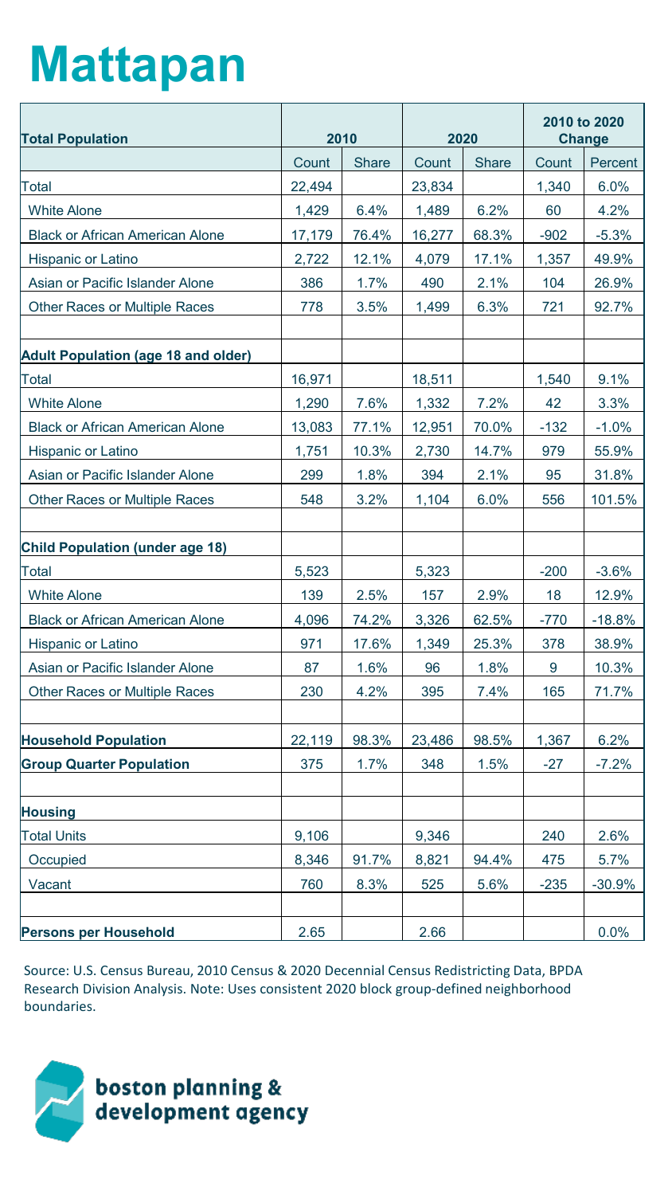# Mattapan

| Total Population | 2010 | | 2020 | | 2010 to 2020 Change | |
|---|---|---|---|---|---|---|
| | Count | Share | Count | Share | Count | Percent |
| Total | 22,494 | | 23,834 | | 1,340 | 6.0% |
| White Alone | 1,429 | 6.4% | 1,489 | 6.2% | 60 | 4.2% |
| Black or African American Alone | 17,179 | 76.4% | 16,277 | 68.3% | -902 | -5.3% |
| Hispanic or Latino | 2,722 | 12.1% | 4,079 | 17.1% | 1,357 | 49.9% |
| Asian or Pacific Islander Alone | 386 | 1.7% | 490 | 2.1% | 104 | 26.9% |
| Other Races or Multiple Races | 778 | 3.5% | 1,499 | 6.3% | 721 | 92.7% |
| | | | | | | |
| **Adult Population (age 18 and older)** | | | | | | |
| Total | 16,971 | | 18,511 | | 1,540 | 9.1% |
| White Alone | 1,290 | 7.6% | 1,332 | 7.2% | 42 | 3.3% |
| Black or African American Alone | 13,083 | 77.1% | 12,951 | 70.0% | -132 | -1.0% |
| Hispanic or Latino | 1,751 | 10.3% | 2,730 | 14.7% | 979 | 55.9% |
| Asian or Pacific Islander Alone | 299 | 1.8% | 394 | 2.1% | 95 | 31.8% |
| Other Races or Multiple Races | 548 | 3.2% | 1,104 | 6.0% | 556 | 101.5% |
| | | | | | | |
| **Child Population (under age 18)** | | | | | | |
| Total | 5,523 | | 5,323 | | -200 | -3.6% |
| White Alone | 139 | 2.5% | 157 | 2.9% | 18 | 12.9% |
| Black or African American Alone | 4,096 | 74.2% | 3,326 | 62.5% | -770 | -18.8% |
| Hispanic or Latino | 971 | 17.6% | 1,349 | 25.3% | 378 | 38.9% |
| Asian or Pacific Islander Alone | 87 | 1.6% | 96 | 1.8% | 9 | 10.3% |
| Other Races or Multiple Races | 230 | 4.2% | 395 | 7.4% | 165 | 71.7% |
| | | | | | | |
| **Household Population** | 22,119 | 98.3% | 23,486 | 98.5% | 1,367 | 6.2% |
| **Group Quarter Population** | 375 | 1.7% | 348 | 1.5% | -27 | -7.2% |
| | | | | | | |
| **Housing** | | | | | | |
| Total Units | 9,106 | | 9,346 | | 240 | 2.6% |
| Occupied | 8,346 | 91.7% | 8,821 | 94.4% | 475 | 5.7% |
| Vacant | 760 | 8.3% | 525 | 5.6% | -235 | -30.9% |
| | | | | | | |
| **Persons per Household** | 2.65 | | 2.66 | | | 0.0% |

Source: U.S. Census Bureau, 2010 Census & 2020 Decennial Census Redistricting Data, BPDA Research Division Analysis. Note: Uses consistent 2020 block group-defined neighborhood boundaries.

boston planning & development agency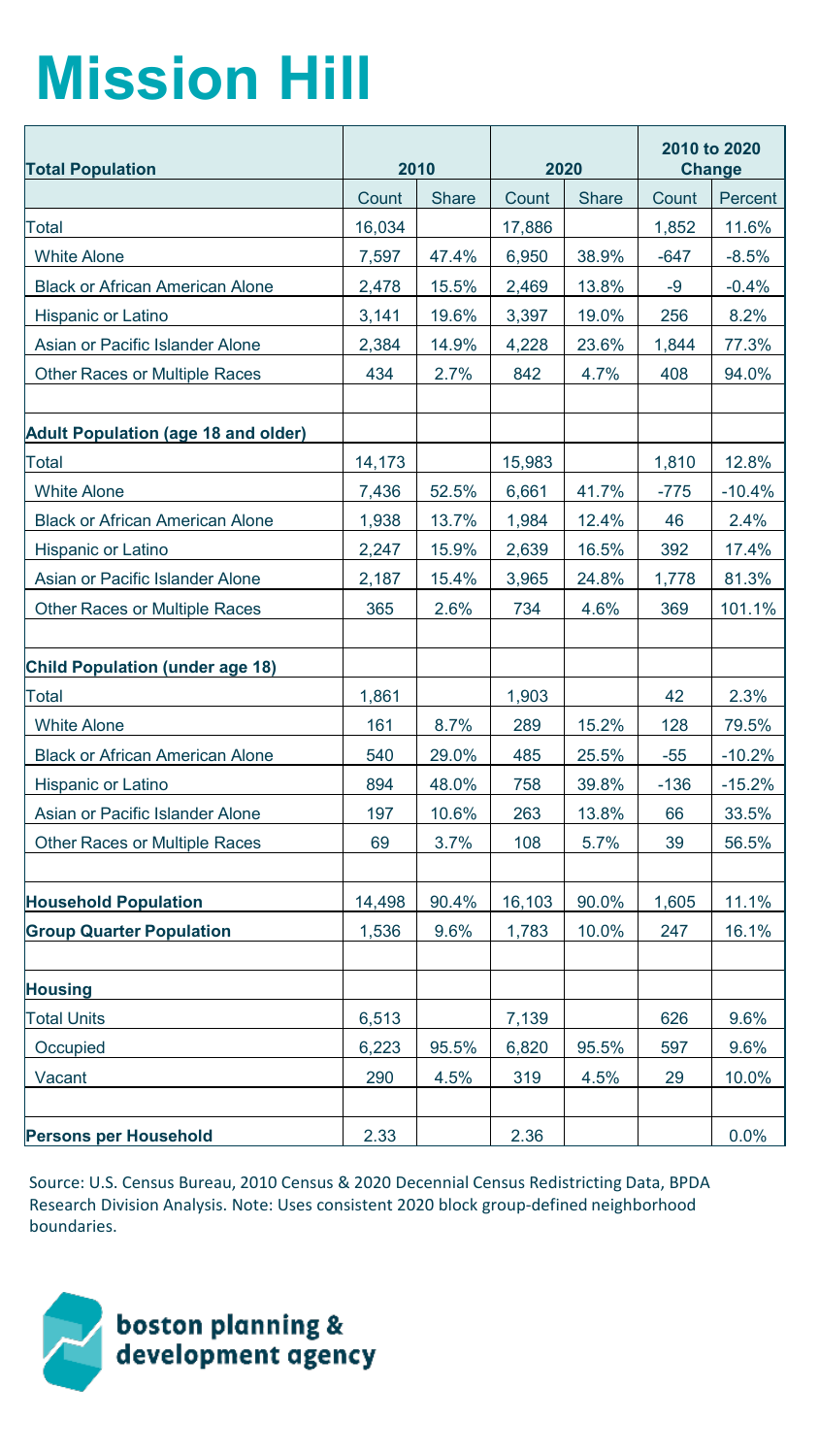# Mission Hill

| Total Population | 2010 | | 2020 | | 2010 to 2020 Change | |
|---|---|---|---|---|---|---|
| | Count | Share | Count | Share | Count | Percent |
| Total | 16,034 | | 17,886 | | 1,852 | 11.6% |
| White Alone | 7,597 | 47.4% | 6,950 | 38.9% | -647 | -8.5% |
| Black or African American Alone | 2,478 | 15.5% | 2,469 | 13.8% | -9 | -0.4% |
| Hispanic or Latino | 3,141 | 19.6% | 3,397 | 19.0% | 256 | 8.2% |
| Asian or Pacific Islander Alone | 2,384 | 14.9% | 4,228 | 23.6% | 1,844 | 77.3% |
| Other Races or Multiple Races | 434 | 2.7% | 842 | 4.7% | 408 | 94.0% |
| | | | | | | |
| **Adult Population (age 18 and older)** | | | | | | |
| Total | 14,173 | | 15,983 | | 1,810 | 12.8% |
| White Alone | 7,436 | 52.5% | 6,661 | 41.7% | -775 | -10.4% |
| Black or African American Alone | 1,938 | 13.7% | 1,984 | 12.4% | 46 | 2.4% |
| Hispanic or Latino | 2,247 | 15.9% | 2,639 | 16.5% | 392 | 17.4% |
| Asian or Pacific Islander Alone | 2,187 | 15.4% | 3,965 | 24.8% | 1,778 | 81.3% |
| Other Races or Multiple Races | 365 | 2.6% | 734 | 4.6% | 369 | 101.1% |
| | | | | | | |
| **Child Population (under age 18)** | | | | | | |
| Total | 1,861 | | 1,903 | | 42 | 2.3% |
| White Alone | 161 | 8.7% | 289 | 15.2% | 128 | 79.5% |
| Black or African American Alone | 540 | 29.0% | 485 | 25.5% | -55 | -10.2% |
| Hispanic or Latino | 894 | 48.0% | 758 | 39.8% | -136 | -15.2% |
| Asian or Pacific Islander Alone | 197 | 10.6% | 263 | 13.8% | 66 | 33.5% |
| Other Races or Multiple Races | 69 | 3.7% | 108 | 5.7% | 39 | 56.5% |
| | | | | | | |
| **Household Population** | 14,498 | 90.4% | 16,103 | 90.0% | 1,605 | 11.1% |
| **Group Quarter Population** | 1,536 | 9.6% | 1,783 | 10.0% | 247 | 16.1% |
| | | | | | | |
| **Housing** | | | | | | |
| Total Units | 6,513 | | 7,139 | | 626 | 9.6% |
| Occupied | 6,223 | 95.5% | 6,820 | 95.5% | 597 | 9.6% |
| Vacant | 290 | 4.5% | 319 | 4.5% | 29 | 10.0% |
| | | | | | | |
| **Persons per Household** | 2.33 | | 2.36 | | | 0.0% |

Source: U.S. Census Bureau, 2010 Census & 2020 Decennial Census Redistricting Data, BPDA Research Division Analysis. Note: Uses consistent 2020 block group-defined neighborhood boundaries.

boston planning & development agency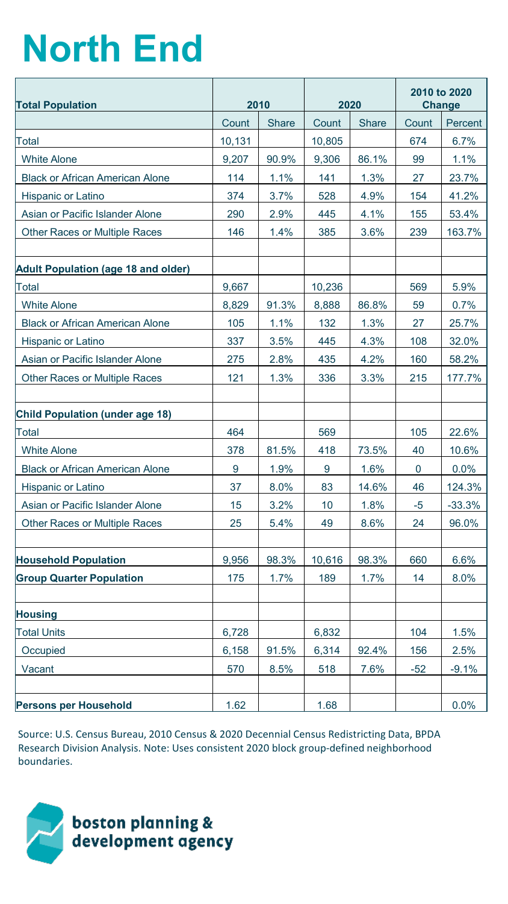# North End

| Total Population | 2010 | | 2020 | | 2010 to 2020 Change | |
|---|---|---|---|---|---|---|
| | Count | Share | Count | Share | Count | Percent |
| Total | 10,131 | | 10,805 | | 674 | 6.7% |
| White Alone | 9,207 | 90.9% | 9,306 | 86.1% | 99 | 1.1% |
| Black or African American Alone | 114 | 1.1% | 141 | 1.3% | 27 | 23.7% |
| Hispanic or Latino | 374 | 3.7% | 528 | 4.9% | 154 | 41.2% |
| Asian or Pacific Islander Alone | 290 | 2.9% | 445 | 4.1% | 155 | 53.4% |
| Other Races or Multiple Races | 146 | 1.4% | 385 | 3.6% | 239 | 163.7% |
| | | | | | | |
| **Adult Population (age 18 and older)** | | | | | | |
| Total | 9,667 | | 10,236 | | 569 | 5.9% |
| White Alone | 8,829 | 91.3% | 8,888 | 86.8% | 59 | 0.7% |
| Black or African American Alone | 105 | 1.1% | 132 | 1.3% | 27 | 25.7% |
| Hispanic or Latino | 337 | 3.5% | 445 | 4.3% | 108 | 32.0% |
| Asian or Pacific Islander Alone | 275 | 2.8% | 435 | 4.2% | 160 | 58.2% |
| Other Races or Multiple Races | 121 | 1.3% | 336 | 3.3% | 215 | 177.7% |
| | | | | | | |
| **Child Population (under age 18)** | | | | | | |
| Total | 464 | | 569 | | 105 | 22.6% |
| White Alone | 378 | 81.5% | 418 | 73.5% | 40 | 10.6% |
| Black or African American Alone | 9 | 1.9% | 9 | 1.6% | 0 | 0.0% |
| Hispanic or Latino | 37 | 8.0% | 83 | 14.6% | 46 | 124.3% |
| Asian or Pacific Islander Alone | 15 | 3.2% | 10 | 1.8% | -5 | -33.3% |
| Other Races or Multiple Races | 25 | 5.4% | 49 | 8.6% | 24 | 96.0% |
| | | | | | | |
| **Household Population** | 9,956 | 98.3% | 10,616 | 98.3% | 660 | 6.6% |
| **Group Quarter Population** | 175 | 1.7% | 189 | 1.7% | 14 | 8.0% |
| | | | | | | |
| **Housing** | | | | | | |
| Total Units | 6,728 | | 6,832 | | 104 | 1.5% |
| Occupied | 6,158 | 91.5% | 6,314 | 92.4% | 156 | 2.5% |
| Vacant | 570 | 8.5% | 518 | 7.6% | -52 | -9.1% |
| | | | | | | |
| **Persons per Household** | 1.62 | | 1.68 | | | 0.0% |

Source: U.S. Census Bureau, 2010 Census & 2020 Decennial Census Redistricting Data, BPDA Research Division Analysis. Note: Uses consistent 2020 block group-defined neighborhood boundaries.

boston planning & development agency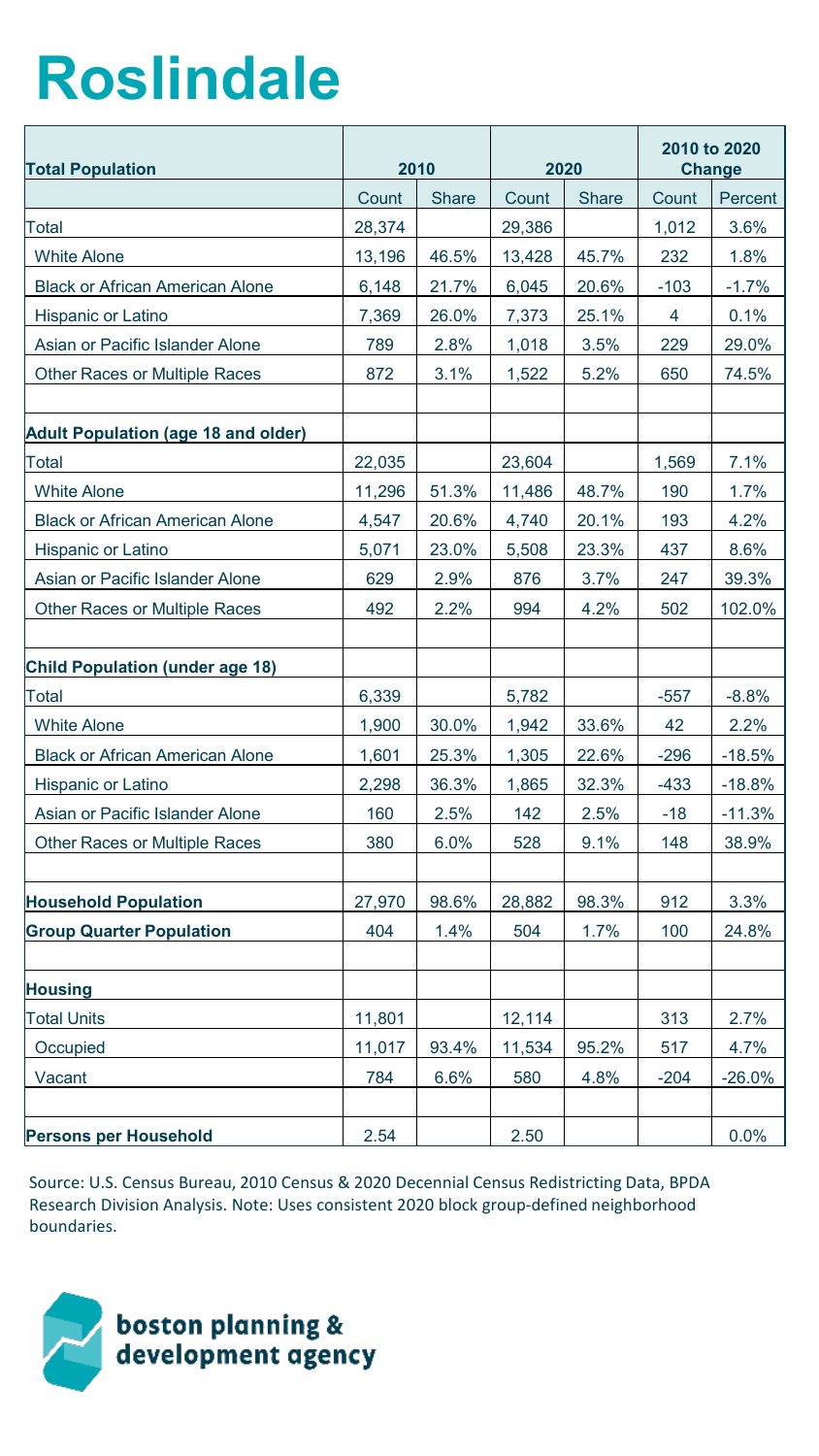# Roslindale

| Total Population | 2010 | | 2020 | | 2010 to 2020 Change | |
|---|---|---|---|---|---|---|
| | Count | Share | Count | Share | Count | Percent |
| Total | 28,374 | | 29,386 | | 1,012 | 3.6% |
| White Alone | 13,196 | 46.5% | 13,428 | 45.7% | 232 | 1.8% |
| Black or African American Alone | 6,148 | 21.7% | 6,045 | 20.6% | -103 | -1.7% |
| Hispanic or Latino | 7,369 | 26.0% | 7,373 | 25.1% | 4 | 0.1% |
| Asian or Pacific Islander Alone | 789 | 2.8% | 1,018 | 3.5% | 229 | 29.0% |
| Other Races or Multiple Races | 872 | 3.1% | 1,522 | 5.2% | 650 | 74.5% |
| | | | | | | |
| **Adult Population (age 18 and older)** | | | | | | |
| Total | 22,035 | | 23,604 | | 1,569 | 7.1% |
| White Alone | 11,296 | 51.3% | 11,486 | 48.7% | 190 | 1.7% |
| Black or African American Alone | 4,547 | 20.6% | 4,740 | 20.1% | 193 | 4.2% |
| Hispanic or Latino | 5,071 | 23.0% | 5,508 | 23.3% | 437 | 8.6% |
| Asian or Pacific Islander Alone | 629 | 2.9% | 876 | 3.7% | 247 | 39.3% |
| Other Races or Multiple Races | 492 | 2.2% | 994 | 4.2% | 502 | 102.0% |
| | | | | | | |
| **Child Population (under age 18)** | | | | | | |
| Total | 6,339 | | 5,782 | | -557 | -8.8% |
| White Alone | 1,900 | 30.0% | 1,942 | 33.6% | 42 | 2.2% |
| Black or African American Alone | 1,601 | 25.3% | 1,305 | 22.6% | -296 | -18.5% |
| Hispanic or Latino | 2,298 | 36.3% | 1,865 | 32.3% | -433 | -18.8% |
| Asian or Pacific Islander Alone | 160 | 2.5% | 142 | 2.5% | -18 | -11.3% |
| Other Races or Multiple Races | 380 | 6.0% | 528 | 9.1% | 148 | 38.9% |
| | | | | | | |
| **Household Population** | 27,970 | 98.6% | 28,882 | 98.3% | 912 | 3.3% |
| **Group Quarter Population** | 404 | 1.4% | 504 | 1.7% | 100 | 24.8% |
| | | | | | | |
| **Housing** | | | | | | |
| Total Units | 11,801 | | 12,114 | | 313 | 2.7% |
| Occupied | 11,017 | 93.4% | 11,534 | 95.2% | 517 | 4.7% |
| Vacant | 784 | 6.6% | 580 | 4.8% | -204 | -26.0% |
| | | | | | | |
| **Persons per Household** | 2.54 | | 2.50 | | | 0.0% |

Source: U.S. Census Bureau, 2010 Census & 2020 Decennial Census Redistricting Data, BPDA Research Division Analysis. Note: Uses consistent 2020 block group-defined neighborhood boundaries.

boston planning & development agency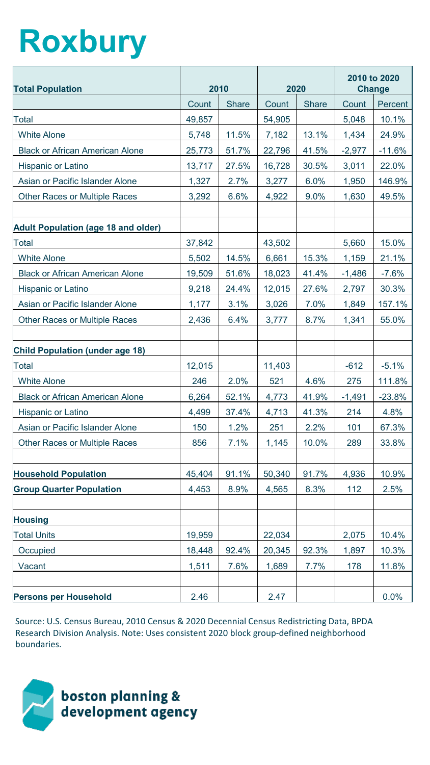# Roxbury

| Total Population | 2010 | | 2020 | | 2010 to 2020 Change | |
|---|---|---|---|---|---|---|
| | Count | Share | Count | Share | Count | Percent |
| Total | 49,857 | | 54,905 | | 5,048 | 10.1% |
| White Alone | 5,748 | 11.5% | 7,182 | 13.1% | 1,434 | 24.9% |
| Black or African American Alone | 25,773 | 51.7% | 22,796 | 41.5% | -2,977 | -11.6% |
| Hispanic or Latino | 13,717 | 27.5% | 16,728 | 30.5% | 3,011 | 22.0% |
| Asian or Pacific Islander Alone | 1,327 | 2.7% | 3,277 | 6.0% | 1,950 | 146.9% |
| Other Races or Multiple Races | 3,292 | 6.6% | 4,922 | 9.0% | 1,630 | 49.5% |
| | | | | | | |
| **Adult Population (age 18 and older)** | | | | | | |
| Total | 37,842 | | 43,502 | | 5,660 | 15.0% |
| White Alone | 5,502 | 14.5% | 6,661 | 15.3% | 1,159 | 21.1% |
| Black or African American Alone | 19,509 | 51.6% | 18,023 | 41.4% | -1,486 | -7.6% |
| Hispanic or Latino | 9,218 | 24.4% | 12,015 | 27.6% | 2,797 | 30.3% |
| Asian or Pacific Islander Alone | 1,177 | 3.1% | 3,026 | 7.0% | 1,849 | 157.1% |
| Other Races or Multiple Races | 2,436 | 6.4% | 3,777 | 8.7% | 1,341 | 55.0% |
| | | | | | | |
| **Child Population (under age 18)** | | | | | | |
| Total | 12,015 | | 11,403 | | -612 | -5.1% |
| White Alone | 246 | 2.0% | 521 | 4.6% | 275 | 111.8% |
| Black or African American Alone | 6,264 | 52.1% | 4,773 | 41.9% | -1,491 | -23.8% |
| Hispanic or Latino | 4,499 | 37.4% | 4,713 | 41.3% | 214 | 4.8% |
| Asian or Pacific Islander Alone | 150 | 1.2% | 251 | 2.2% | 101 | 67.3% |
| Other Races or Multiple Races | 856 | 7.1% | 1,145 | 10.0% | 289 | 33.8% |
| | | | | | | |
| **Household Population** | 45,404 | 91.1% | 50,340 | 91.7% | 4,936 | 10.9% |
| **Group Quarter Population** | 4,453 | 8.9% | 4,565 | 8.3% | 112 | 2.5% |
| | | | | | | |
| **Housing** | | | | | | |
| Total Units | 19,959 | | 22,034 | | 2,075 | 10.4% |
| Occupied | 18,448 | 92.4% | 20,345 | 92.3% | 1,897 | 10.3% |
| Vacant | 1,511 | 7.6% | 1,689 | 7.7% | 178 | 11.8% |
| | | | | | | |
| **Persons per Household** | 2.46 | | 2.47 | | | 0.0% |

Source: U.S. Census Bureau, 2010 Census & 2020 Decennial Census Redistricting Data, BPDA Research Division Analysis. Note: Uses consistent 2020 block group-defined neighborhood boundaries.

boston planning & development agency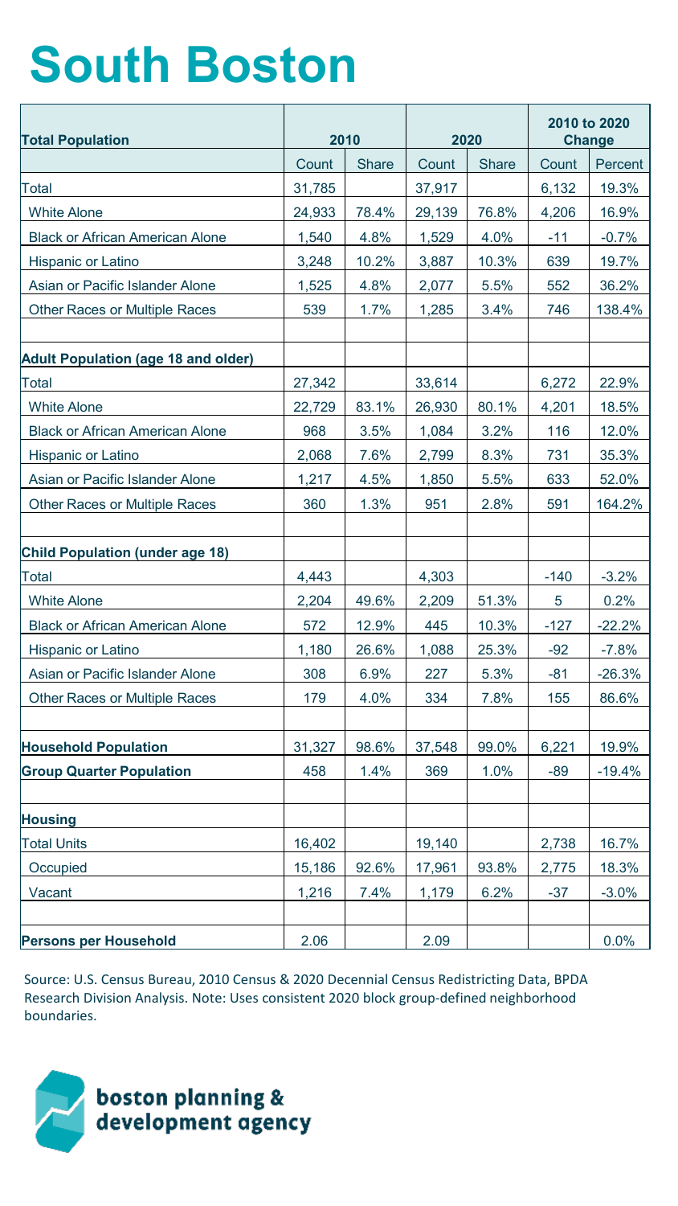# South Boston

| Total Population | 2010 | | 2020 | | 2010 to 2020 Change | |
|---|---|---|---|---|---|---|
| | Count | Share | Count | Share | Count | Percent |
| Total | 31,785 | | 37,917 | | 6,132 | 19.3% |
| White Alone | 24,933 | 78.4% | 29,139 | 76.8% | 4,206 | 16.9% |
| Black or African American Alone | 1,540 | 4.8% | 1,529 | 4.0% | -11 | -0.7% |
| Hispanic or Latino | 3,248 | 10.2% | 3,887 | 10.3% | 639 | 19.7% |
| Asian or Pacific Islander Alone | 1,525 | 4.8% | 2,077 | 5.5% | 552 | 36.2% |
| Other Races or Multiple Races | 539 | 1.7% | 1,285 | 3.4% | 746 | 138.4% |
| | | | | | | |
| **Adult Population (age 18 and older)** | | | | | | |
| Total | 27,342 | | 33,614 | | 6,272 | 22.9% |
| White Alone | 22,729 | 83.1% | 26,930 | 80.1% | 4,201 | 18.5% |
| Black or African American Alone | 968 | 3.5% | 1,084 | 3.2% | 116 | 12.0% |
| Hispanic or Latino | 2,068 | 7.6% | 2,799 | 8.3% | 731 | 35.3% |
| Asian or Pacific Islander Alone | 1,217 | 4.5% | 1,850 | 5.5% | 633 | 52.0% |
| Other Races or Multiple Races | 360 | 1.3% | 951 | 2.8% | 591 | 164.2% |
| | | | | | | |
| **Child Population (under age 18)** | | | | | | |
| Total | 4,443 | | 4,303 | | -140 | -3.2% |
| White Alone | 2,204 | 49.6% | 2,209 | 51.3% | 5 | 0.2% |
| Black or African American Alone | 572 | 12.9% | 445 | 10.3% | -127 | -22.2% |
| Hispanic or Latino | 1,180 | 26.6% | 1,088 | 25.3% | -92 | -7.8% |
| Asian or Pacific Islander Alone | 308 | 6.9% | 227 | 5.3% | -81 | -26.3% |
| Other Races or Multiple Races | 179 | 4.0% | 334 | 7.8% | 155 | 86.6% |
| | | | | | | |
| **Household Population** | 31,327 | 98.6% | 37,548 | 99.0% | 6,221 | 19.9% |
| **Group Quarter Population** | 458 | 1.4% | 369 | 1.0% | -89 | -19.4% |
| | | | | | | |
| **Housing** | | | | | | |
| Total Units | 16,402 | | 19,140 | | 2,738 | 16.7% |
| Occupied | 15,186 | 92.6% | 17,961 | 93.8% | 2,775 | 18.3% |
| Vacant | 1,216 | 7.4% | 1,179 | 6.2% | -37 | -3.0% |
| | | | | | | |
| **Persons per Household** | 2.06 | | 2.09 | | | 0.0% |

Source: U.S. Census Bureau, 2010 Census & 2020 Decennial Census Redistricting Data, BPDA Research Division Analysis. Note: Uses consistent 2020 block group-defined neighborhood boundaries.

boston planning & development agency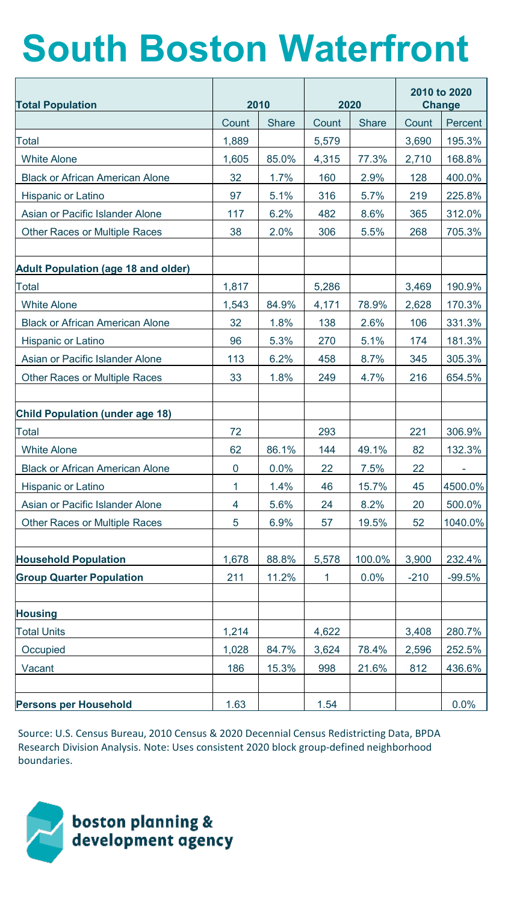# South Boston Waterfront

| Total Population | 2010 | | 2020 | | 2010 to 2020 Change | |
|---|---|---|---|---|---|---|
| | Count | Share | Count | Share | Count | Percent |
| Total | 1,889 | | 5,579 | | 3,690 | 195.3% |
| White Alone | 1,605 | 85.0% | 4,315 | 77.3% | 2,710 | 168.8% |
| Black or African American Alone | 32 | 1.7% | 160 | 2.9% | 128 | 400.0% |
| Hispanic or Latino | 97 | 5.1% | 316 | 5.7% | 219 | 225.8% |
| Asian or Pacific Islander Alone | 117 | 6.2% | 482 | 8.6% | 365 | 312.0% |
| Other Races or Multiple Races | 38 | 2.0% | 306 | 5.5% | 268 | 705.3% |
| | | | | | | |
| **Adult Population (age 18 and older)** | | | | | | |
| Total | 1,817 | | 5,286 | | 3,469 | 190.9% |
| White Alone | 1,543 | 84.9% | 4,171 | 78.9% | 2,628 | 170.3% |
| Black or African American Alone | 32 | 1.8% | 138 | 2.6% | 106 | 331.3% |
| Hispanic or Latino | 96 | 5.3% | 270 | 5.1% | 174 | 181.3% |
| Asian or Pacific Islander Alone | 113 | 6.2% | 458 | 8.7% | 345 | 305.3% |
| Other Races or Multiple Races | 33 | 1.8% | 249 | 4.7% | 216 | 654.5% |
| | | | | | | |
| **Child Population (under age 18)** | | | | | | |
| Total | 72 | | 293 | | 221 | 306.9% |
| White Alone | 62 | 86.1% | 144 | 49.1% | 82 | 132.3% |
| Black or African American Alone | 0 | 0.0% | 22 | 7.5% | 22 | - |
| Hispanic or Latino | 1 | 1.4% | 46 | 15.7% | 45 | 4500.0% |
| Asian or Pacific Islander Alone | 4 | 5.6% | 24 | 8.2% | 20 | 500.0% |
| Other Races or Multiple Races | 5 | 6.9% | 57 | 19.5% | 52 | 1040.0% |
| | | | | | | |
| **Household Population** | 1,678 | 88.8% | 5,578 | 100.0% | 3,900 | 232.4% |
| **Group Quarter Population** | 211 | 11.2% | 1 | 0.0% | -210 | -99.5% |
| | | | | | | |
| **Housing** | | | | | | |
| Total Units | 1,214 | | 4,622 | | 3,408 | 280.7% |
| Occupied | 1,028 | 84.7% | 3,624 | 78.4% | 2,596 | 252.5% |
| Vacant | 186 | 15.3% | 998 | 21.6% | 812 | 436.6% |
| | | | | | | |
| **Persons per Household** | 1.63 | | 1.54 | | | 0.0% |

Source: U.S. Census Bureau, 2010 Census & 2020 Decennial Census Redistricting Data, BPDA Research Division Analysis. Note: Uses consistent 2020 block group-defined neighborhood boundaries.

boston planning & development agency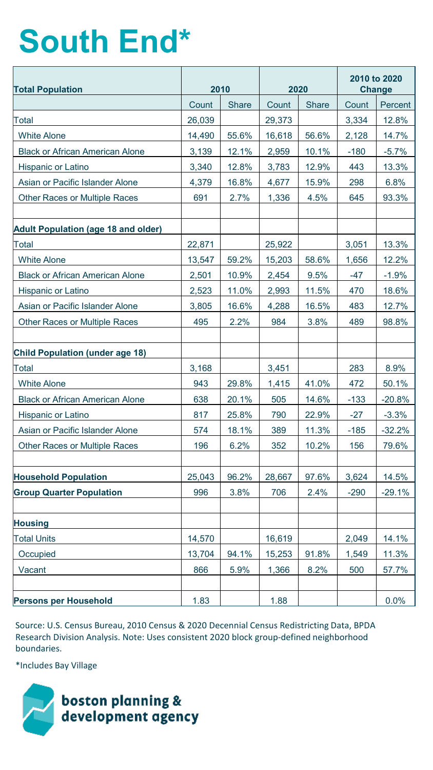# South End*

| Total Population | 2010 | | 2020 | | 2010 to 2020 Change | |
|---|---|---|---|---|---|---|
| | Count | Share | Count | Share | Count | Percent |
| Total | 26,039 | | 29,373 | | 3,334 | 12.8% |
| White Alone | 14,490 | 55.6% | 16,618 | 56.6% | 2,128 | 14.7% |
| Black or African American Alone | 3,139 | 12.1% | 2,959 | 10.1% | -180 | -5.7% |
| Hispanic or Latino | 3,340 | 12.8% | 3,783 | 12.9% | 443 | 13.3% |
| Asian or Pacific Islander Alone | 4,379 | 16.8% | 4,677 | 15.9% | 298 | 6.8% |
| Other Races or Multiple Races | 691 | 2.7% | 1,336 | 4.5% | 645 | 93.3% |
| | | | | | | |
| **Adult Population (age 18 and older)** | | | | | | |
| Total | 22,871 | | 25,922 | | 3,051 | 13.3% |
| White Alone | 13,547 | 59.2% | 15,203 | 58.6% | 1,656 | 12.2% |
| Black or African American Alone | 2,501 | 10.9% | 2,454 | 9.5% | -47 | -1.9% |
| Hispanic or Latino | 2,523 | 11.0% | 2,993 | 11.5% | 470 | 18.6% |
| Asian or Pacific Islander Alone | 3,805 | 16.6% | 4,288 | 16.5% | 483 | 12.7% |
| Other Races or Multiple Races | 495 | 2.2% | 984 | 3.8% | 489 | 98.8% |
| | | | | | | |
| **Child Population (under age 18)** | | | | | | |
| Total | 3,168 | | 3,451 | | 283 | 8.9% |
| White Alone | 943 | 29.8% | 1,415 | 41.0% | 472 | 50.1% |
| Black or African American Alone | 638 | 20.1% | 505 | 14.6% | -133 | -20.8% |
| Hispanic or Latino | 817 | 25.8% | 790 | 22.9% | -27 | -3.3% |
| Asian or Pacific Islander Alone | 574 | 18.1% | 389 | 11.3% | -185 | -32.2% |
| Other Races or Multiple Races | 196 | 6.2% | 352 | 10.2% | 156 | 79.6% |
| | | | | | | |
| **Household Population** | 25,043 | 96.2% | 28,667 | 97.6% | 3,624 | 14.5% |
| **Group Quarter Population** | 996 | 3.8% | 706 | 2.4% | -290 | -29.1% |
| | | | | | | |
| **Housing** | | | | | | |
| Total Units | 14,570 | | 16,619 | | 2,049 | 14.1% |
| Occupied | 13,704 | 94.1% | 15,253 | 91.8% | 1,549 | 11.3% |
| Vacant | 866 | 5.9% | 1,366 | 8.2% | 500 | 57.7% |
| | | | | | | |
| **Persons per Household** | 1.83 | | 1.88 | | | 0.0% |

Source: U.S. Census Bureau, 2010 Census & 2020 Decennial Census Redistricting Data, BPDA Research Division Analysis. Note: Uses consistent 2020 block group-defined neighborhood boundaries.

*Includes Bay Village

boston planning & development agency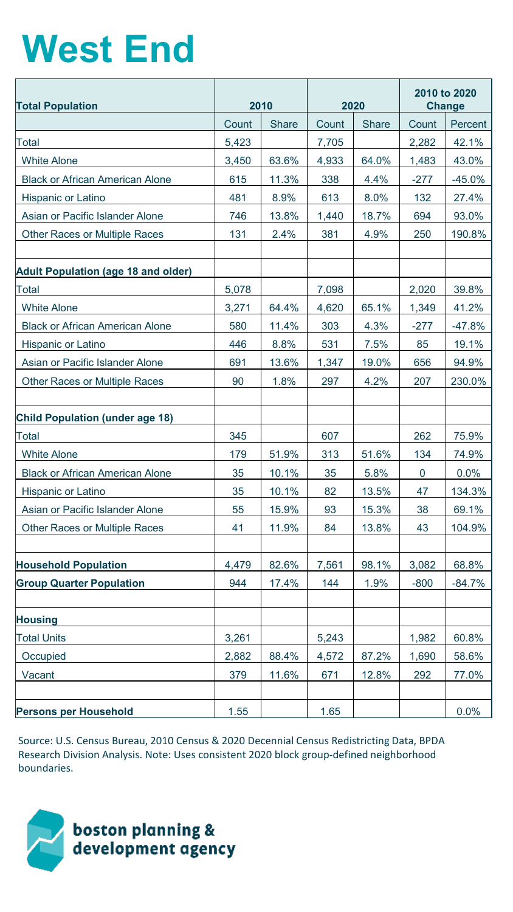# West End

| Total Population | 2010 | | 2020 | | 2010 to 2020 Change | |
|---|---|---|---|---|---|---|
| | Count | Share | Count | Share | Count | Percent |
| Total | 5,423 | | 7,705 | | 2,282 | 42.1% |
| White Alone | 3,450 | 63.6% | 4,933 | 64.0% | 1,483 | 43.0% |
| Black or African American Alone | 615 | 11.3% | 338 | 4.4% | -277 | -45.0% |
| Hispanic or Latino | 481 | 8.9% | 613 | 8.0% | 132 | 27.4% |
| Asian or Pacific Islander Alone | 746 | 13.8% | 1,440 | 18.7% | 694 | 93.0% |
| Other Races or Multiple Races | 131 | 2.4% | 381 | 4.9% | 250 | 190.8% |
| | | | | | | |
| **Adult Population (age 18 and older)** | | | | | | |
| Total | 5,078 | | 7,098 | | 2,020 | 39.8% |
| White Alone | 3,271 | 64.4% | 4,620 | 65.1% | 1,349 | 41.2% |
| Black or African American Alone | 580 | 11.4% | 303 | 4.3% | -277 | -47.8% |
| Hispanic or Latino | 446 | 8.8% | 531 | 7.5% | 85 | 19.1% |
| Asian or Pacific Islander Alone | 691 | 13.6% | 1,347 | 19.0% | 656 | 94.9% |
| Other Races or Multiple Races | 90 | 1.8% | 297 | 4.2% | 207 | 230.0% |
| | | | | | | |
| **Child Population (under age 18)** | | | | | | |
| Total | 345 | | 607 | | 262 | 75.9% |
| White Alone | 179 | 51.9% | 313 | 51.6% | 134 | 74.9% |
| Black or African American Alone | 35 | 10.1% | 35 | 5.8% | 0 | 0.0% |
| Hispanic or Latino | 35 | 10.1% | 82 | 13.5% | 47 | 134.3% |
| Asian or Pacific Islander Alone | 55 | 15.9% | 93 | 15.3% | 38 | 69.1% |
| Other Races or Multiple Races | 41 | 11.9% | 84 | 13.8% | 43 | 104.9% |
| | | | | | | |
| **Household Population** | 4,479 | 82.6% | 7,561 | 98.1% | 3,082 | 68.8% |
| **Group Quarter Population** | 944 | 17.4% | 144 | 1.9% | -800 | -84.7% |
| | | | | | | |
| **Housing** | | | | | | |
| Total Units | 3,261 | | 5,243 | | 1,982 | 60.8% |
| Occupied | 2,882 | 88.4% | 4,572 | 87.2% | 1,690 | 58.6% |
| Vacant | 379 | 11.6% | 671 | 12.8% | 292 | 77.0% |
| | | | | | | |
| **Persons per Household** | 1.55 | | 1.65 | | | 0.0% |

Source: U.S. Census Bureau, 2010 Census & 2020 Decennial Census Redistricting Data, BPDA Research Division Analysis. Note: Uses consistent 2020 block group-defined neighborhood boundaries.

boston planning & development agency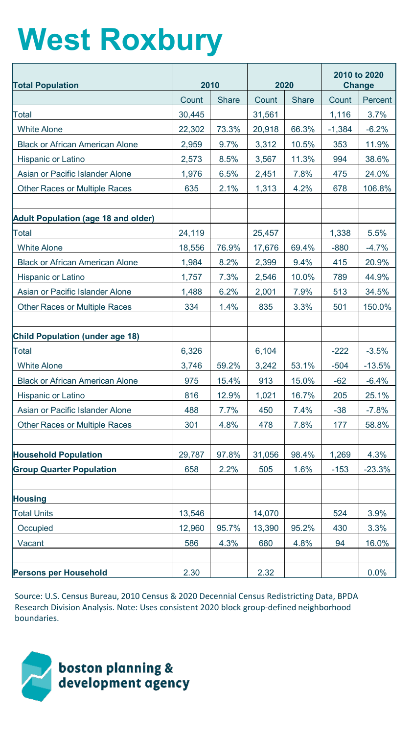# West Roxbury

| Total Population | 2010 | | 2020 | | 2010 to 2020 Change | |
|---|---|---|---|---|---|---|
| | Count | Share | Count | Share | Count | Percent |
| Total | 30,445 | | 31,561 | | 1,116 | 3.7% |
| White Alone | 22,302 | 73.3% | 20,918 | 66.3% | -1,384 | -6.2% |
| Black or African American Alone | 2,959 | 9.7% | 3,312 | 10.5% | 353 | 11.9% |
| Hispanic or Latino | 2,573 | 8.5% | 3,567 | 11.3% | 994 | 38.6% |
| Asian or Pacific Islander Alone | 1,976 | 6.5% | 2,451 | 7.8% | 475 | 24.0% |
| Other Races or Multiple Races | 635 | 2.1% | 1,313 | 4.2% | 678 | 106.8% |
| | | | | | | |
| **Adult Population (age 18 and older)** | | | | | | |
| Total | 24,119 | | 25,457 | | 1,338 | 5.5% |
| White Alone | 18,556 | 76.9% | 17,676 | 69.4% | -880 | -4.7% |
| Black or African American Alone | 1,984 | 8.2% | 2,399 | 9.4% | 415 | 20.9% |
| Hispanic or Latino | 1,757 | 7.3% | 2,546 | 10.0% | 789 | 44.9% |
| Asian or Pacific Islander Alone | 1,488 | 6.2% | 2,001 | 7.9% | 513 | 34.5% |
| Other Races or Multiple Races | 334 | 1.4% | 835 | 3.3% | 501 | 150.0% |
| | | | | | | |
| **Child Population (under age 18)** | | | | | | |
| Total | 6,326 | | 6,104 | | -222 | -3.5% |
| White Alone | 3,746 | 59.2% | 3,242 | 53.1% | -504 | -13.5% |
| Black or African American Alone | 975 | 15.4% | 913 | 15.0% | -62 | -6.4% |
| Hispanic or Latino | 816 | 12.9% | 1,021 | 16.7% | 205 | 25.1% |
| Asian or Pacific Islander Alone | 488 | 7.7% | 450 | 7.4% | -38 | -7.8% |
| Other Races or Multiple Races | 301 | 4.8% | 478 | 7.8% | 177 | 58.8% |
| | | | | | | |
| **Household Population** | 29,787 | 97.8% | 31,056 | 98.4% | 1,269 | 4.3% |
| **Group Quarter Population** | 658 | 2.2% | 505 | 1.6% | -153 | -23.3% |
| | | | | | | |
| **Housing** | | | | | | |
| Total Units | 13,546 | | 14,070 | | 524 | 3.9% |
| Occupied | 12,960 | 95.7% | 13,390 | 95.2% | 430 | 3.3% |
| Vacant | 586 | 4.3% | 680 | 4.8% | 94 | 16.0% |
| | | | | | | |
| **Persons per Household** | 2.30 | | 2.32 | | | 0.0% |

Source: U.S. Census Bureau, 2010 Census & 2020 Decennial Census Redistricting Data, BPDA Research Division Analysis. Note: Uses consistent 2020 block group-defined neighborhood boundaries.

boston planning & development agency